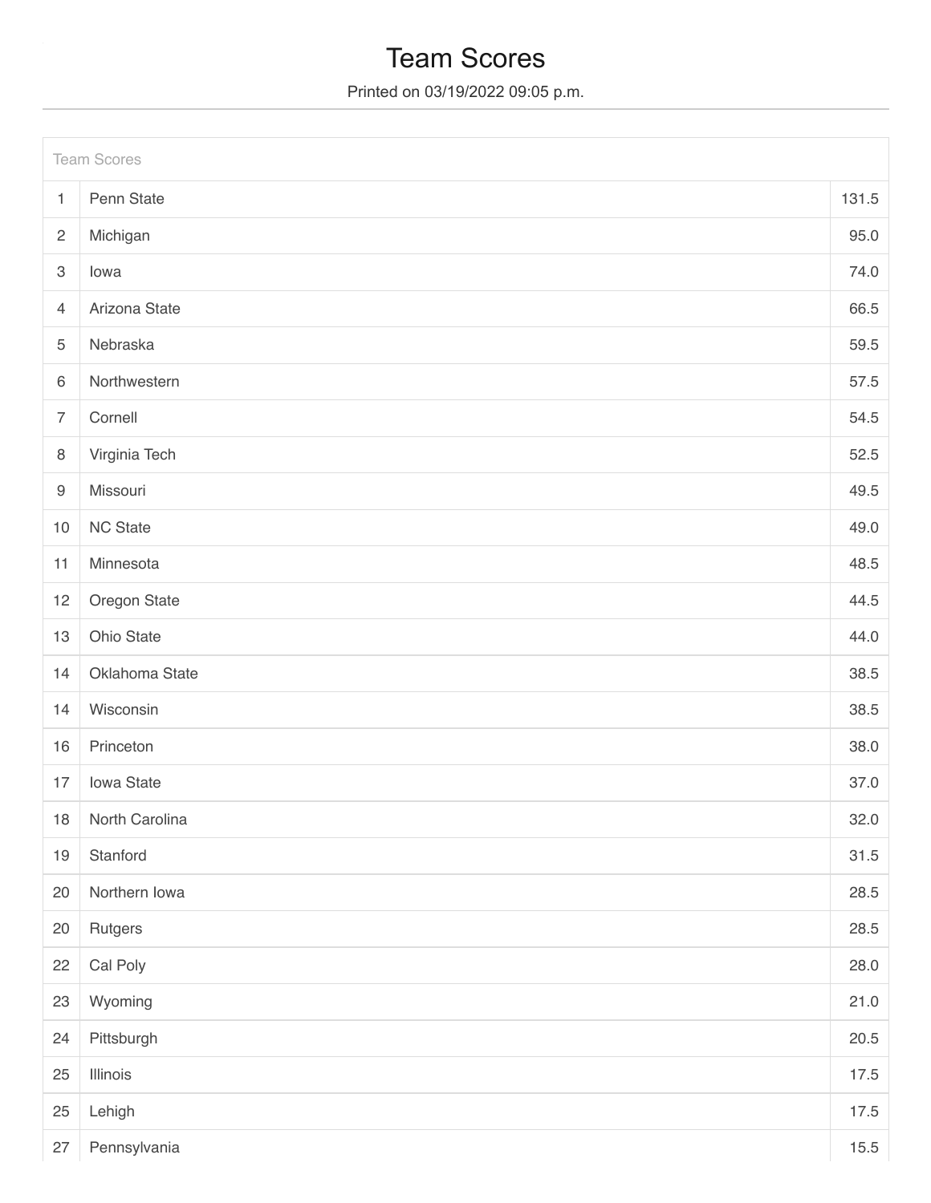# Team Scores

Printed on 03/19/2022 09:05 p.m.

| Team Scores | | |
|---|---|---|
| 1 | Penn State | 131.5 |
| 2 | Michigan | 95.0 |
| 3 | Iowa | 74.0 |
| 4 | Arizona State | 66.5 |
| 5 | Nebraska | 59.5 |
| 6 | Northwestern | 57.5 |
| 7 | Cornell | 54.5 |
| 8 | Virginia Tech | 52.5 |
| 9 | Missouri | 49.5 |
| 10 | NC State | 49.0 |
| 11 | Minnesota | 48.5 |
| 12 | Oregon State | 44.5 |
| 13 | Ohio State | 44.0 |
| 14 | Oklahoma State | 38.5 |
| 14 | Wisconsin | 38.5 |
| 16 | Princeton | 38.0 |
| 17 | Iowa State | 37.0 |
| 18 | North Carolina | 32.0 |
| 19 | Stanford | 31.5 |
| 20 | Northern Iowa | 28.5 |
| 20 | Rutgers | 28.5 |
| 22 | Cal Poly | 28.0 |
| 23 | Wyoming | 21.0 |
| 24 | Pittsburgh | 20.5 |
| 25 | Illinois | 17.5 |
| 25 | Lehigh | 17.5 |
| 27 | Pennsylvania | 15.5 |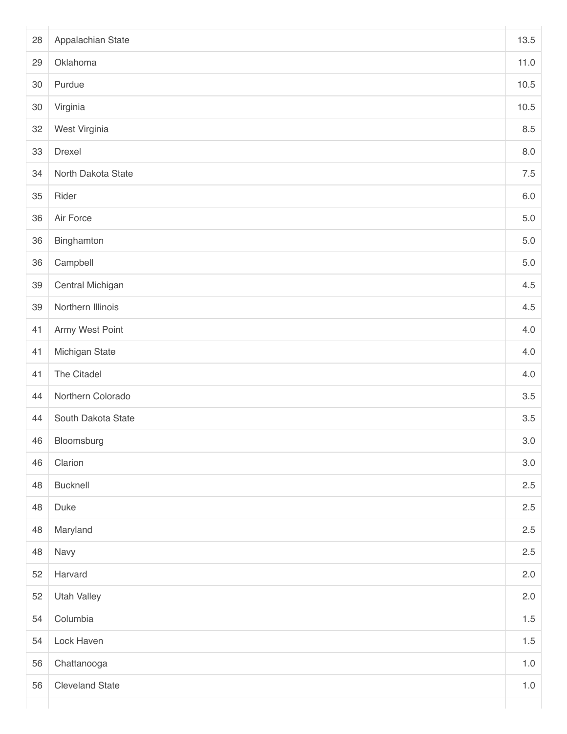| | | |
|---|---|---|
| 28 | Appalachian State | 13.5 |
| 29 | Oklahoma | 11.0 |
| 30 | Purdue | 10.5 |
| 30 | Virginia | 10.5 |
| 32 | West Virginia | 8.5 |
| 33 | Drexel | 8.0 |
| 34 | North Dakota State | 7.5 |
| 35 | Rider | 6.0 |
| 36 | Air Force | 5.0 |
| 36 | Binghamton | 5.0 |
| 36 | Campbell | 5.0 |
| 39 | Central Michigan | 4.5 |
| 39 | Northern Illinois | 4.5 |
| 41 | Army West Point | 4.0 |
| 41 | Michigan State | 4.0 |
| 41 | The Citadel | 4.0 |
| 44 | Northern Colorado | 3.5 |
| 44 | South Dakota State | 3.5 |
| 46 | Bloomsburg | 3.0 |
| 46 | Clarion | 3.0 |
| 48 | Bucknell | 2.5 |
| 48 | Duke | 2.5 |
| 48 | Maryland | 2.5 |
| 48 | Navy | 2.5 |
| 52 | Harvard | 2.0 |
| 52 | Utah Valley | 2.0 |
| 54 | Columbia | 1.5 |
| 54 | Lock Haven | 1.5 |
| 56 | Chattanooga | 1.0 |
| 56 | Cleveland State | 1.0 |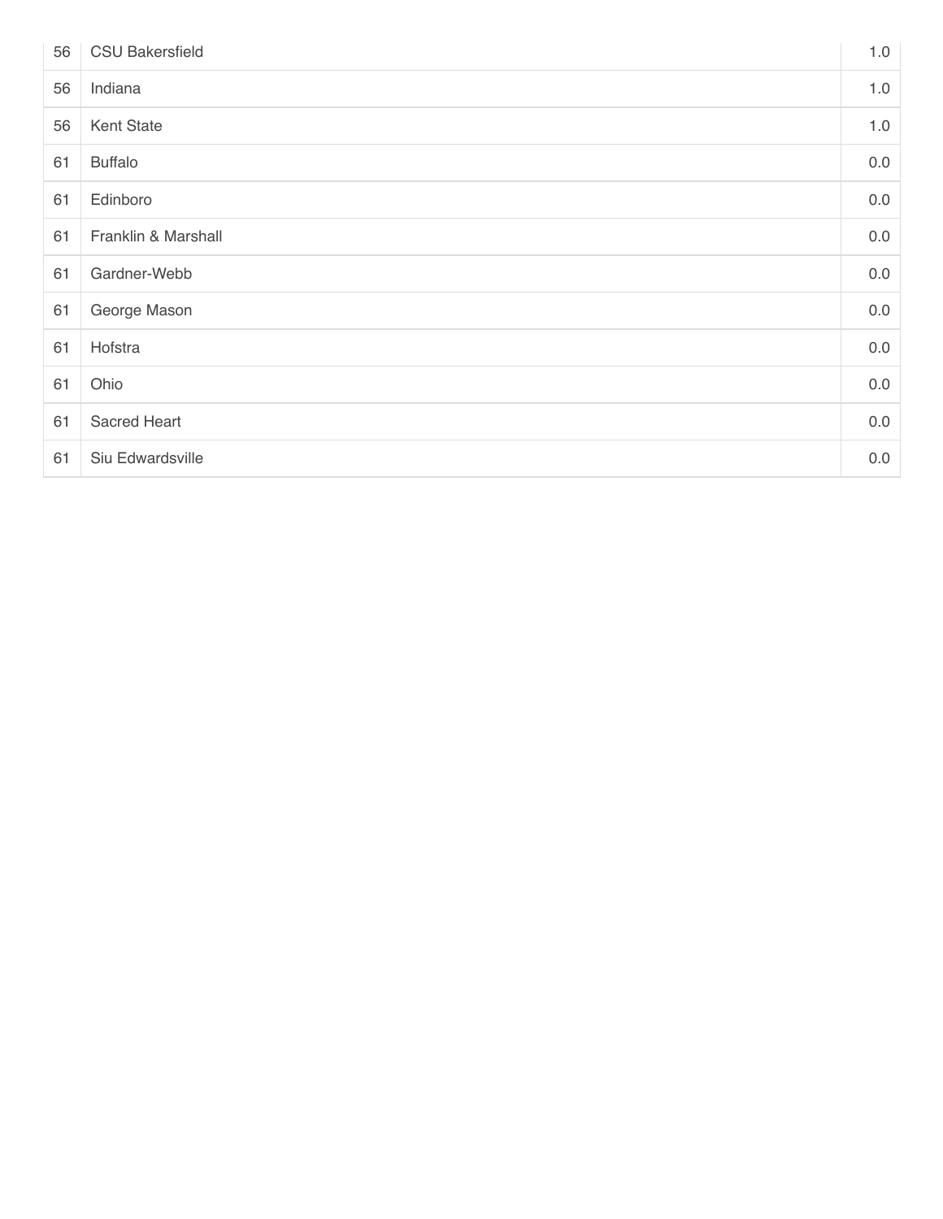| | | |
|---|---|---|
| 56 | CSU Bakersfield | 1.0 |
| 56 | Indiana | 1.0 |
| 56 | Kent State | 1.0 |
| 61 | Buffalo | 0.0 |
| 61 | Edinboro | 0.0 |
| 61 | Franklin & Marshall | 0.0 |
| 61 | Gardner-Webb | 0.0 |
| 61 | George Mason | 0.0 |
| 61 | Hofstra | 0.0 |
| 61 | Ohio | 0.0 |
| 61 | Sacred Heart | 0.0 |
| 61 | Siu Edwardsville | 0.0 |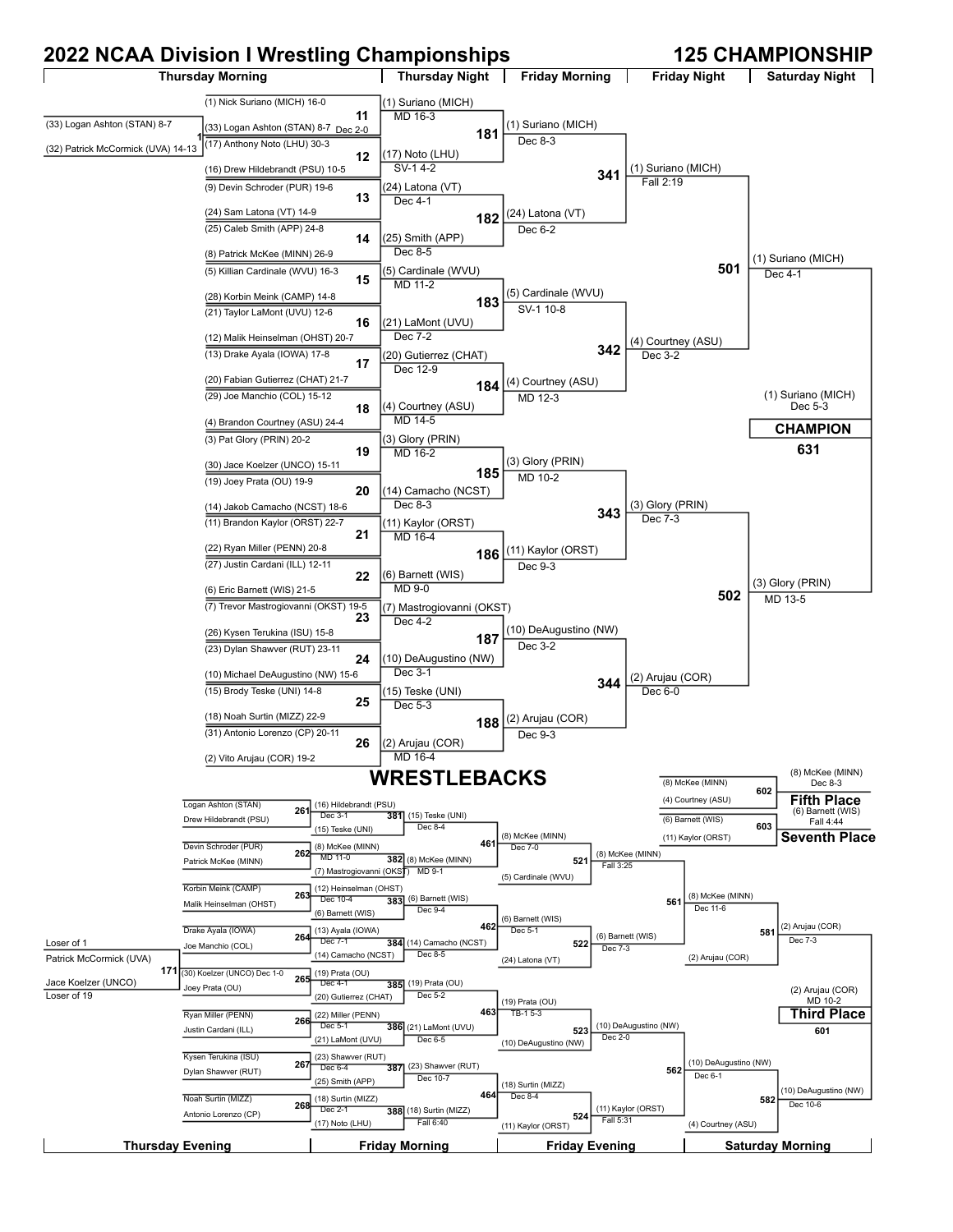# 2022 NCAA Division I Wrestling Championships

## 125 CHAMPIONSHIP

### Championship Bracket

**Thursday Morning** | **Thursday Night** | **Friday Morning** | **Friday Night** | **Saturday Night**

**Pigtail (Match 1):** (33) Logan Ashton (STAN) 8-7 vs (32) Patrick McCormick (UVA) 14-13 — (33) Logan Ashton (STAN) 8-7, Dec 2-0

**First Round (Thursday Morning)**

| Match | Wrestlers | Winner | Result |
|---|---|---|---|
| 11 | (1) Nick Suriano (MICH) 16-0 vs (33) Logan Ashton (STAN) 8-7 | (1) Suriano (MICH) | MD 16-3 |
| 12 | (17) Anthony Noto (LHU) 30-3 vs (16) Drew Hildebrandt (PSU) 10-5 | (17) Noto (LHU) | SV-1 4-2 |
| 13 | (9) Devin Schroder (PUR) 19-6 vs (24) Sam Latona (VT) 14-9 | (24) Latona (VT) | Dec 4-1 |
| 14 | (25) Caleb Smith (APP) 24-8 vs (8) Patrick McKee (MINN) 26-9 | (25) Smith (APP) | Dec 8-5 |
| 15 | (5) Killian Cardinale (WVU) 16-3 vs (28) Korbin Meink (CAMP) 14-8 | (5) Cardinale (WVU) | MD 11-2 |
| 16 | (21) Taylor LaMont (UVU) 12-6 vs (12) Malik Heinselman (OHST) 20-7 | (21) LaMont (UVU) | Dec 7-2 |
| 17 | (13) Drake Ayala (IOWA) 17-8 vs (20) Fabian Gutierrez (CHAT) 21-7 | (20) Gutierrez (CHAT) | Dec 12-9 |
| 18 | (29) Joe Manchio (COL) 15-12 vs (4) Brandon Courtney (ASU) 24-4 | (4) Courtney (ASU) | MD 14-5 |
| 19 | (3) Pat Glory (PRIN) 20-2 vs (30) Jace Koelzer (UNCO) 15-11 | (3) Glory (PRIN) | MD 16-2 |
| 20 | (19) Joey Prata (OU) 19-9 vs (14) Jakob Camacho (NCST) 18-6 | (14) Camacho (NCST) | Dec 8-3 |
| 21 | (11) Brandon Kaylor (ORST) 22-7 vs (22) Ryan Miller (PENN) 20-8 | (11) Kaylor (ORST) | MD 16-4 |
| 22 | (27) Justin Cardani (ILL) 12-11 vs (6) Eric Barnett (WIS) 21-5 | (6) Barnett (WIS) | MD 9-0 |
| 23 | (7) Trevor Mastrogiovanni (OKST) 19-5 vs (26) Kysen Terukina (ISU) 15-8 | (7) Mastrogiovanni (OKST) | Dec 4-2 |
| 24 | (23) Dylan Shawver (RUT) 23-11 vs (10) Michael DeAugustino (NW) 15-6 | (10) DeAugustino (NW) | Dec 3-1 |
| 25 | (15) Brody Teske (UNI) 14-8 vs (18) Noah Surtin (MIZZ) 22-9 | (15) Teske (UNI) | Dec 5-3 |
| 26 | (31) Antonio Lorenzo (CP) 20-11 vs (2) Vito Arujau (COR) 19-2 | (2) Arujau (COR) | MD 16-4 |

**Second Round (Thursday Night)**

| Match | Winner | Result |
|---|---|---|
| 181 | (1) Suriano (MICH) | Dec 8-3 |
| 182 | (24) Latona (VT) | Dec 6-2 |
| 183 | (5) Cardinale (WVU) | SV-1 10-8 |
| 184 | (4) Courtney (ASU) | MD 12-3 |
| 185 | (3) Glory (PRIN) | MD 10-2 |
| 186 | (11) Kaylor (ORST) | Dec 9-3 |
| 187 | (10) DeAugustino (NW) | Dec 3-2 |
| 188 | (2) Arujau (COR) | Dec 9-3 |

**Quarterfinals (Friday Morning)**

| Match | Winner | Result |
|---|---|---|
| 341 | (1) Suriano (MICH) | Fall 2:19 |
| 342 | (4) Courtney (ASU) | Dec 3-2 |
| 343 | (3) Glory (PRIN) | Dec 7-3 |
| 344 | (2) Arujau (COR) | Dec 6-0 |

**Semifinals (Friday Night)**

| Match | Winner | Result |
|---|---|---|
| 501 | (1) Suriano (MICH) | Dec 4-1 |
| 502 | (3) Glory (PRIN) | MD 13-5 |

**Final (Saturday Night) — Match 631**

**CHAMPION:** (1) Suriano (MICH) Dec 5-3

### WRESTLEBACKS

**Thursday Evening** | **Friday Morning** | **Friday Evening** | **Saturday Morning**

**Match 171:** Loser of 1 (Patrick McCormick (UVA)) vs Loser of 19 (Jace Koelzer (UNCO)) — (30) Koelzer (UNCO) Dec 1-0

**Consolation Round 1 (Thursday Evening)**

| Match | Wrestlers | Winner | Result |
|---|---|---|---|
| 261 | Logan Ashton (STAN) vs Drew Hildebrandt (PSU) | (16) Hildebrandt (PSU) | Dec 3-1 |
| 262 | Devin Schroder (PUR) vs Patrick McKee (MINN) | (8) McKee (MINN) | MD 11-0 |
| 263 | Korbin Meink (CAMP) vs Malik Heinselman (OHST) | (12) Heinselman (OHST) | Dec 10-4 |
| 264 | Drake Ayala (IOWA) vs Joe Manchio (COL) | (13) Ayala (IOWA) | Dec 7-1 |
| 265 | (30) Koelzer (UNCO) vs Joey Prata (OU) | (19) Prata (OU) | Dec 4-1 |
| 266 | Ryan Miller (PENN) vs Justin Cardani (ILL) | (22) Miller (PENN) | Dec 5-1 |
| 267 | Kysen Terukina (ISU) vs Dylan Shawver (RUT) | (23) Shawver (RUT) | Dec 6-4 |
| 268 | Noah Surtin (MIZZ) vs Antonio Lorenzo (CP) | (18) Surtin (MIZZ) | Dec 2-1 |

**Consolation Round 2 (Friday Morning)**

| Match | Wrestlers | Winner | Result |
|---|---|---|---|
| 381 | (16) Hildebrandt (PSU) vs (15) Teske (UNI) | (15) Teske (UNI) | Dec 8-4 |
| 382 | (8) McKee (MINN) vs (7) Mastrogiovanni (OKST) | (8) McKee (MINN) | MD 9-1 |
| 383 | (12) Heinselman (OHST) vs (6) Barnett (WIS) | (6) Barnett (WIS) | Dec 9-4 |
| 384 | (13) Ayala (IOWA) vs (14) Camacho (NCST) | (14) Camacho (NCST) | Dec 8-5 |
| 385 | (19) Prata (OU) vs (20) Gutierrez (CHAT) | (19) Prata (OU) | Dec 5-2 |
| 386 | (22) Miller (PENN) vs (21) LaMont (UVU) | (21) LaMont (UVU) | Dec 6-5 |
| 387 | (23) Shawver (RUT) vs (25) Smith (APP) | (23) Shawver (RUT) | Dec 10-7 |
| 388 | (18) Surtin (MIZZ) vs (17) Noto (LHU) | (18) Surtin (MIZZ) | Fall 6:40 |

**Consolation Round 3 (Friday Morning)**

| Match | Winner | Result |
|---|---|---|
| 461 | (8) McKee (MINN) | Dec 7-0 |
| 462 | (6) Barnett (WIS) | Dec 5-1 |
| 463 | (19) Prata (OU) | TB-1 5-3 |
| 464 | (18) Surtin (MIZZ) | Dec 8-4 |

**Consolation Round 4 (Friday Evening)**

| Match | Wrestlers | Winner | Result |
|---|---|---|---|
| 521 | (8) McKee (MINN) vs (5) Cardinale (WVU) | (8) McKee (MINN) | Fall 3:25 |
| 522 | (6) Barnett (WIS) vs (24) Latona (VT) | (6) Barnett (WIS) | Dec 7-3 |
| 523 | (19) Prata (OU) vs (10) DeAugustino (NW) | (10) DeAugustino (NW) | Dec 2-0 |
| 524 | (18) Surtin (MIZZ) vs (11) Kaylor (ORST) | (11) Kaylor (ORST) | Fall 5:31 |

**Consolation Quarterfinals (Friday Evening)**

| Match | Winner | Result |
|---|---|---|
| 561 | (8) McKee (MINN) | Dec 11-6 |
| 562 | (10) DeAugustino (NW) | Dec 6-1 |

**Consolation Semifinals (Saturday Morning)**

| Match | Wrestlers | Winner | Result |
|---|---|---|---|
| 581 | (8) McKee (MINN) vs (2) Arujau (COR) | (2) Arujau (COR) | Dec 7-3 |
| 582 | (10) DeAugustino (NW) vs (4) Courtney (ASU) | (10) DeAugustino (NW) | Dec 10-6 |

**Placement Matches**

| Match | Wrestlers | Result | Place |
|---|---|---|---|
| 601 | (2) Arujau (COR) vs (10) DeAugustino (NW) | (2) Arujau (COR) MD 10-2 | Third Place |
| 602 | (8) McKee (MINN) vs (4) Courtney (ASU) | (8) McKee (MINN) Dec 8-3 | Fifth Place |
| 603 | (6) Barnett (WIS) vs (11) Kaylor (ORST) | (6) Barnett (WIS) Fall 4:44 | Seventh Place |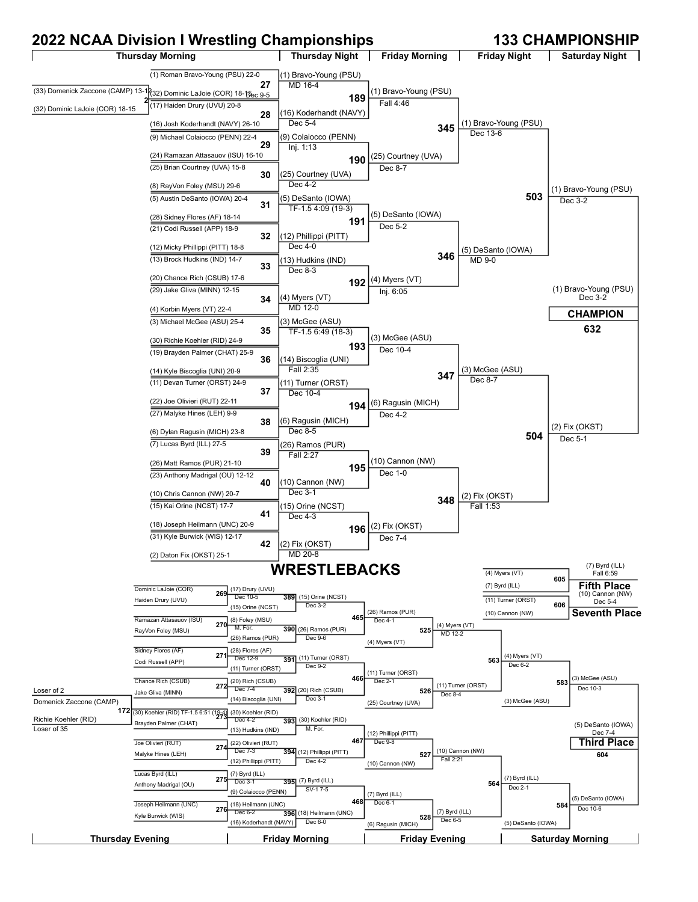# 2022 NCAA Division I Wrestling Championships

## 133 CHAMPIONSHIP

### Championship Bracket

**Thursday Morning**

- Bout 2: (33) Domenick Zaccone (CAMP) 13-12 vs (32) Dominic LaJoie (COR) 18-15 — (32) Dominic LaJoie (COR) Dec 9-5

| Bout | Wrestlers | Winner (Thursday Night) |
|---|---|---|
| 27 | (1) Roman Bravo-Young (PSU) 22-0 vs (32) Dominic LaJoie (COR) 18-15 | (1) Bravo-Young (PSU) MD 16-4 |
| 28 | (17) Haiden Drury (UVU) 20-8 vs (16) Josh Koderhandt (NAVY) 26-10 | (16) Koderhandt (NAVY) Dec 5-4 |
| 29 | (9) Michael Colaiocco (PENN) 22-4 vs (24) Ramazan Attasauov (ISU) 16-10 | (9) Colaiocco (PENN) Inj. 1:13 |
| 30 | (25) Brian Courtney (UVA) 15-8 vs (8) RayVon Foley (MSU) 29-6 | (25) Courtney (UVA) Dec 4-2 |
| 31 | (5) Austin DeSanto (IOWA) 20-4 vs (28) Sidney Flores (AF) 18-14 | (5) DeSanto (IOWA) TF-1.5 4:09 (19-3) |
| 32 | (21) Codi Russell (APP) 18-9 vs (12) Micky Phillippi (PITT) 18-8 | (12) Phillippi (PITT) Dec 4-0 |
| 33 | (13) Brock Hudkins (IND) 14-7 vs (20) Chance Rich (CSUB) 17-6 | (13) Hudkins (IND) Dec 8-3 |
| 34 | (29) Jake Gliva (MINN) 12-15 vs (4) Korbin Myers (VT) 22-4 | (4) Myers (VT) MD 12-0 |
| 35 | (3) Michael McGee (ASU) 25-4 vs (30) Richie Koehler (RID) 24-9 | (3) McGee (ASU) TF-1.5 6:49 (18-3) |
| 36 | (19) Brayden Palmer (CHAT) 25-9 vs (14) Kyle Biscoglia (UNI) 20-9 | (14) Biscoglia (UNI) Fall 2:35 |
| 37 | (11) Devan Turner (ORST) 24-9 vs (22) Joe Olivieri (RUT) 22-11 | (11) Turner (ORST) Dec 10-4 |
| 38 | (27) Malyke Hines (LEH) 9-9 vs (6) Dylan Ragusin (MICH) 23-8 | (6) Ragusin (MICH) Dec 8-5 |
| 39 | (7) Lucas Byrd (ILL) 27-5 vs (26) Matt Ramos (PUR) 21-10 | (26) Ramos (PUR) Fall 2:27 |
| 40 | (23) Anthony Madrigal (OU) 12-12 vs (10) Chris Cannon (NW) 20-7 | (10) Cannon (NW) Dec 3-1 |
| 41 | (15) Kai Orine (NCST) 17-7 vs (18) Joseph Heilmann (UNC) 20-9 | (15) Orine (NCST) Dec 4-3 |
| 42 | (31) Kyle Burwick (WIS) 12-17 vs (2) Daton Fix (OKST) 25-1 | (2) Fix (OKST) MD 20-8 |

**Friday Morning (Quarterfinals)**

| Bout | Winner |
|---|---|
| 189 | (1) Bravo-Young (PSU) Fall 4:46 |
| 190 | (25) Courtney (UVA) Dec 8-7 |
| 191 | (5) DeSanto (IOWA) Dec 5-2 |
| 192 | (4) Myers (VT) Inj. 6:05 |
| 193 | (3) McGee (ASU) Dec 10-4 |
| 194 | (6) Ragusin (MICH) Dec 4-2 |
| 195 | (10) Cannon (NW) Dec 1-0 |
| 196 | (2) Fix (OKST) Dec 7-4 |

**Friday Night (Semifinals)**

| Bout | Winner |
|---|---|
| 345 | (1) Bravo-Young (PSU) Dec 13-6 |
| 346 | (5) DeSanto (IOWA) MD 9-0 |
| 347 | (3) McGee (ASU) Dec 8-7 |
| 348 | (2) Fix (OKST) Fall 1:53 |

**Saturday Night**

| Bout | Winner |
|---|---|
| 503 | (1) Bravo-Young (PSU) Dec 3-2 |
| 504 | (2) Fix (OKST) Dec 5-1 |
| 632 | **CHAMPION:** (1) Bravo-Young (PSU) Dec 3-2 |

## WRESTLEBACKS

**Thursday Evening**

- Bout 172: Loser of 2 (Domenick Zaccone (CAMP)) vs Loser of 35 (Richie Koehler (RID)) — (30) Koehler (RID) TF-1.5 6:51 (19-4)

| Bout | Wrestlers | Winner |
|---|---|---|
| 269 | Dominic LaJoie (COR) vs Haiden Drury (UVU) | (17) Drury (UVU) Dec 10-5 |
| 270 | Ramazan Attasauov (ISU) vs RayVon Foley (MSU) | (8) Foley (MSU) M. For. |
| 271 | Sidney Flores (AF) vs Codi Russell (APP) | (28) Flores (AF) Dec 12-9 |
| 272 | Chance Rich (CSUB) vs Jake Gliva (MINN) | (20) Rich (CSUB) Dec 7-4 |
| 273 | (30) Koehler (RID) vs Brayden Palmer (CHAT) | (30) Koehler (RID) Dec 4-2 |
| 274 | Joe Olivieri (RUT) vs Malyke Hines (LEH) | (22) Olivieri (RUT) Dec 7-3 |
| 275 | Lucas Byrd (ILL) vs Anthony Madrigal (OU) | (7) Byrd (ILL) Dec 3-1 |
| 276 | Joseph Heilmann (UNC) vs Kyle Burwick (WIS) | (18) Heilmann (UNC) Dec 6-2 |

**Friday Morning**

| Bout | Wrestlers | Winner |
|---|---|---|
| 389 | (17) Drury (UVU) vs (15) Orine (NCST) | (15) Orine (NCST) Dec 3-2 |
| 390 | (8) Foley (MSU) vs (26) Ramos (PUR) | (26) Ramos (PUR) Dec 9-6 |
| 391 | (28) Flores (AF) vs (11) Turner (ORST) | (11) Turner (ORST) Dec 9-2 |
| 392 | (20) Rich (CSUB) vs (14) Biscoglia (UNI) | (20) Rich (CSUB) Dec 3-1 |
| 393 | (30) Koehler (RID) vs (13) Hudkins (IND) | (30) Koehler (RID) M. For. |
| 394 | (22) Olivieri (RUT) vs (12) Phillippi (PITT) | (12) Phillippi (PITT) Dec 4-2 |
| 395 | (7) Byrd (ILL) vs (9) Colaiocco (PENN) | (7) Byrd (ILL) SV-1 7-5 |
| 396 | (18) Heilmann (UNC) vs (16) Koderhandt (NAVY) | (18) Heilmann (UNC) Dec 6-0 |

**Friday Evening**

| Bout | Wrestlers | Winner |
|---|---|---|
| 465 | (15) Orine (NCST) vs (26) Ramos (PUR) | (26) Ramos (PUR) Dec 4-1 |
| 466 | (11) Turner (ORST) vs (20) Rich (CSUB) | (11) Turner (ORST) Dec 2-1 |
| 467 | (30) Koehler (RID) vs (12) Phillippi (PITT) | (12) Phillippi (PITT) Dec 9-8 |
| 468 | (7) Byrd (ILL) vs (18) Heilmann (UNC) | (7) Byrd (ILL) Dec 6-1 |
| 525 | (26) Ramos (PUR) vs (4) Myers (VT) | (4) Myers (VT) MD 12-2 |
| 526 | (11) Turner (ORST) vs (25) Courtney (UVA) | (11) Turner (ORST) Dec 8-4 |
| 527 | (12) Phillippi (PITT) vs (10) Cannon (NW) | (10) Cannon (NW) Fall 2:21 |
| 528 | (7) Byrd (ILL) vs (6) Ragusin (MICH) | (7) Byrd (ILL) Dec 6-5 |

**Saturday Morning**

| Bout | Wrestlers | Winner |
|---|---|---|
| 563 | (4) Myers (VT) vs (11) Turner (ORST) | (4) Myers (VT) Dec 6-2 |
| 564 | (10) Cannon (NW) vs (7) Byrd (ILL) | (7) Byrd (ILL) Dec 2-1 |
| 583 | (4) Myers (VT) vs (3) McGee (ASU) | (3) McGee (ASU) Dec 10-3 |
| 584 | (7) Byrd (ILL) vs (5) DeSanto (IOWA) | (5) DeSanto (IOWA) Dec 10-6 |

**Placement Matches**

| Bout | Place | Wrestlers | Winner |
|---|---|---|---|
| 604 | Third Place | (3) McGee (ASU) vs (5) DeSanto (IOWA) | (5) DeSanto (IOWA) Dec 7-4 |
| 605 | Fifth Place | (4) Myers (VT) vs (7) Byrd (ILL) | (7) Byrd (ILL) Fall 6:59 |
| 606 | Seventh Place | (11) Turner (ORST) vs (10) Cannon (NW) | (10) Cannon (NW) Dec 5-4 |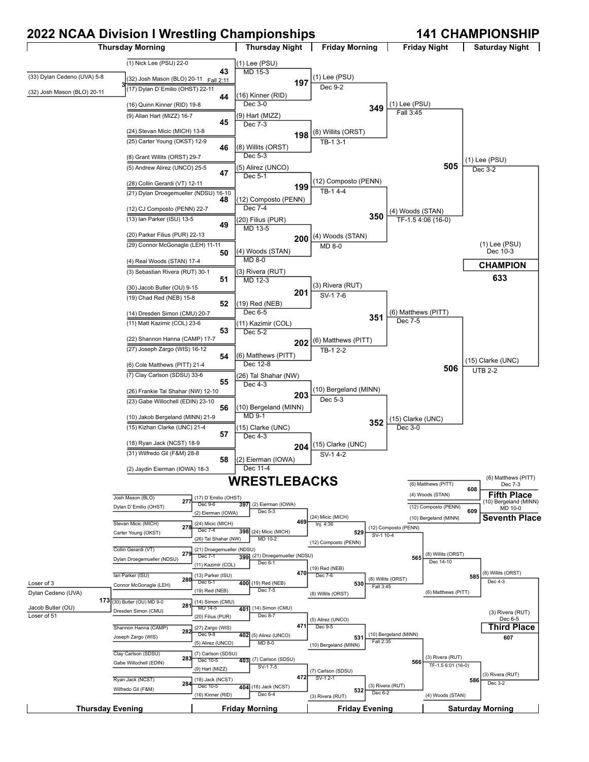# 2022 NCAA Division I Wrestling Championships

## 141 CHAMPIONSHIP

### Championship Bracket

**Pigtail (Bout 3):** (33) Dylan Cedeno (UVA) 5-8 vs. (32) Josh Mason (BLO) 20-11 — (32) Josh Mason (BLO) 20-11

| Bout | Thursday Morning | Result (Thursday Night) |
|---|---|---|
| 43 | (1) Nick Lee (PSU) 22-0 vs. (32) Josh Mason (BLO) 20-11 | (1) Lee (PSU) MD 15-3 |
| 44 | (17) Dylan D`Emilio (OHST) 22-11 vs. (16) Quinn Kinner (RID) 19-8 | (16) Kinner (RID) Dec 3-0 |
| 45 | (9) Allan Hart (MIZZ) 16-7 vs. (24) Stevan Micic (MICH) 13-8 | (9) Hart (MIZZ) Dec 7-3 |
| 46 | (25) Carter Young (OKST) 12-9 vs. (8) Grant Willits (ORST) 29-7 | (8) Willits (ORST) Dec 5-3 |
| 47 | (5) Andrew Alirez (UNCO) 25-5 vs. (28) Collin Gerardi (VT) 12-11 | (5) Alirez (UNCO) Dec 5-1 |
| 48 | (21) Dylan Droegemueller (NDSU) 16-10 vs. (12) CJ Composto (PENN) 22-7 | (12) Composto (PENN) Dec 7-4 |
| 49 | (13) Ian Parker (ISU) 13-5 vs. (20) Parker Filius (PUR) 22-13 | (20) Filius (PUR) MD 13-5 |
| 50 | (29) Connor McGonagle (LEH) 11-11 vs. (4) Real Woods (STAN) 17-4 | (4) Woods (STAN) MD 8-0 |
| 51 | (3) Sebastian Rivera (RUT) 30-1 vs. (30) Jacob Butler (OU) 9-15 | (3) Rivera (RUT) MD 12-3 |
| 52 | (19) Chad Red (NEB) 15-8 vs. (14) Dresden Simon (CMU) 20-7 | (19) Red (NEB) Dec 6-5 |
| 53 | (11) Matt Kazimir (COL) 23-6 vs. (22) Shannon Hanna (CAMP) 17-7 | (11) Kazimir (COL) Dec 5-2 |
| 54 | (27) Joseph Zargo (WIS) 16-12 vs. (6) Cole Matthews (PITT) 21-4 | (6) Matthews (PITT) Dec 12-8 |
| 55 | (7) Clay Carlson (SDSU) 33-6 vs. (26) Frankie Tal Shahar (NW) 12-10 | (26) Tal Shahar (NW) Dec 4-3 |
| 56 | (23) Gabe Willochell (EDIN) 23-10 vs. (10) Jakob Bergeland (MINN) 21-9 | (10) Bergeland (MINN) MD 9-1 |
| 57 | (15) Kizhan Clarke (UNC) 21-4 vs. (18) Ryan Jack (NCST) 18-9 | (15) Clarke (UNC) Dec 4-3 |
| 58 | (31) Wilfredo Gil (F&M) 28-8 vs. (2) Jaydin Eierman (IOWA) 18-3 | (2) Eierman (IOWA) Dec 11-4 |

Note: Bout 43 result also shown as Fall 2:11 (Pigtail Bout 3).

| Bout | Friday Morning (Quarterfinals) | Result |
|---|---|---|
| 197 | Lee vs. Kinner | (1) Lee (PSU) Dec 9-2 |
| 198 | Hart vs. Willits | (8) Willits (ORST) TB-1 3-1 |
| 199 | Alirez vs. Composto | (12) Composto (PENN) TB-1 4-4 |
| 200 | Filius vs. Woods | (4) Woods (STAN) MD 8-0 |
| 201 | Rivera vs. Red | (3) Rivera (RUT) SV-1 7-6 |
| 202 | Kazimir vs. Matthews | (6) Matthews (PITT) TB-1 2-2 |
| 203 | Tal Shahar vs. Bergeland | (10) Bergeland (MINN) Dec 5-3 |
| 204 | Clarke vs. Eierman | (15) Clarke (UNC) SV-1 4-2 |

| Bout | Friday Night (Semifinals) | Result |
|---|---|---|
| 349 | Lee vs. Willits | (1) Lee (PSU) Fall 3:45 |
| 350 | Composto vs. Woods | (4) Woods (STAN) TF-1.5 4:06 (16-0) |
| 351 | Rivera vs. Matthews | (6) Matthews (PITT) Dec 7-5 |
| 352 | Bergeland vs. Clarke | (15) Clarke (UNC) Dec 3-0 |

| Bout | Saturday Night | Result |
|---|---|---|
| 505 | Lee vs. Woods | (1) Lee (PSU) Dec 3-2 |
| 506 | Matthews vs. Clarke | (15) Clarke (UNC) UTB 2-2 |
| 633 | Lee vs. Clarke (Final) | (1) Lee (PSU) Dec 10-3 |

**CHAMPION: (1) Lee (PSU) Dec 10-3**

## WRESTLEBACKS

| Bout | Thursday Evening | Result |
|---|---|---|
| 173 | Loser of 3: Dylan Cedeno (UVA) vs. Loser of 51: Jacob Butler (OU) | (30) Butler (OU) MD 9-0 |
| 277 | Josh Mason (BLO) vs. Dylan D`Emilio (OHST) | (17) D`Emilio (OHST) Dec 9-6 |
| 278 | Stevan Micic (MICH) vs. Carter Young (OKST) | (24) Micic (MICH) Dec 7-4 |
| 279 | Collin Gerardi (VT) vs. Dylan Droegemueller (NDSU) | (21) Droegemueller (NDSU) Dec 7-1 |
| 280 | Ian Parker (ISU) vs. Connor McGonagle (LEH) | (13) Parker (ISU) Dec 6-1 |
| 281 | Butler (OU) vs. Dresden Simon (CMU) | (14) Simon (CMU) MD 14-5 |
| 282 | Shannon Hanna (CAMP) vs. Joseph Zargo (WIS) | (27) Zargo (WIS) Dec 9-8 |
| 283 | Clay Carlson (SDSU) vs. Gabe Willochell (EDIN) | (7) Carlson (SDSU) Dec 10-5 |
| 284 | Ryan Jack (NCST) vs. Wilfredo Gil (F&M) | (18) Jack (NCST) Dec 10-5 |

| Bout | Friday Morning | Result |
|---|---|---|
| 397 | (17) D`Emilio (OHST) vs. (2) Eierman (IOWA) | (2) Eierman (IOWA) Dec 5-3 |
| 398 | (24) Micic (MICH) vs. (26) Tal Shahar (NW) | (24) Micic (MICH) MD 10-2 |
| 399 | (21) Droegemueller (NDSU) vs. (11) Kazimir (COL) | (21) Droegemueller (NDSU) Dec 6-1 |
| 400 | (13) Parker (ISU) vs. (19) Red (NEB) | (19) Red (NEB) Dec 7-5 |
| 401 | (14) Simon (CMU) vs. (20) Filius (PUR) | (14) Simon (CMU) Dec 8-7 |
| 402 | (27) Zargo (WIS) vs. (5) Alirez (UNCO) | (5) Alirez (UNCO) MD 8-0 |
| 403 | (7) Carlson (SDSU) vs. (9) Hart (MIZZ) | (7) Carlson (SDSU) SV-1 7-5 |
| 404 | (18) Jack (NCST) vs. (16) Kinner (RID) | (18) Jack (NCST) Dec 6-4 |
| 469 | Eierman vs. Micic | (24) Micic (MICH) Inj. 4:36 |
| 470 | Droegemueller vs. Red | (19) Red (NEB) Dec 7-6 |
| 471 | Simon vs. Alirez | (5) Alirez (UNCO) Dec 9-5 |
| 472 | Carlson vs. Jack | (7) Carlson (SDSU) SV-1 2-1 |

| Bout | Friday Evening | Result |
|---|---|---|
| 529 | (24) Micic (MICH) vs. (12) Composto (PENN) | (12) Composto (PENN) SV-1 10-4 |
| 530 | (19) Red (NEB) vs. (8) Willits (ORST) | (8) Willits (ORST) Fall 3:45 |
| 531 | (5) Alirez (UNCO) vs. (10) Bergeland (MINN) | (10) Bergeland (MINN) Fall 2:35 |
| 532 | (7) Carlson (SDSU) vs. (3) Rivera (RUT) | (3) Rivera (RUT) Dec 6-2 |

| Bout | Saturday Morning | Result |
|---|---|---|
| 565 | Composto vs. Willits | (8) Willits (ORST) Dec 14-10 |
| 566 | Bergeland vs. Rivera | (3) Rivera (RUT) TF-1.5 6:01 (16-0) |
| 585 | Willits vs. (6) Matthews (PITT) | (8) Willits (ORST) Dec 4-3 |
| 586 | Rivera vs. (4) Woods (STAN) | (3) Rivera (RUT) Dec 3-2 |
| 607 | Willits vs. Rivera (Third Place) | (3) Rivera (RUT) Dec 6-5 |
| 608 | (6) Matthews (PITT) vs. (4) Woods (STAN) (Fifth Place) | (6) Matthews (PITT) Dec 7-3 |
| 609 | (12) Composto (PENN) vs. (10) Bergeland (MINN) (Seventh Place) | (10) Bergeland (MINN) MD 10-0 |

**Third Place:** (3) Rivera (RUT) Dec 6-5

**Fifth Place:** (6) Matthews (PITT) Dec 7-3

**Seventh Place:** (10) Bergeland (MINN) MD 10-0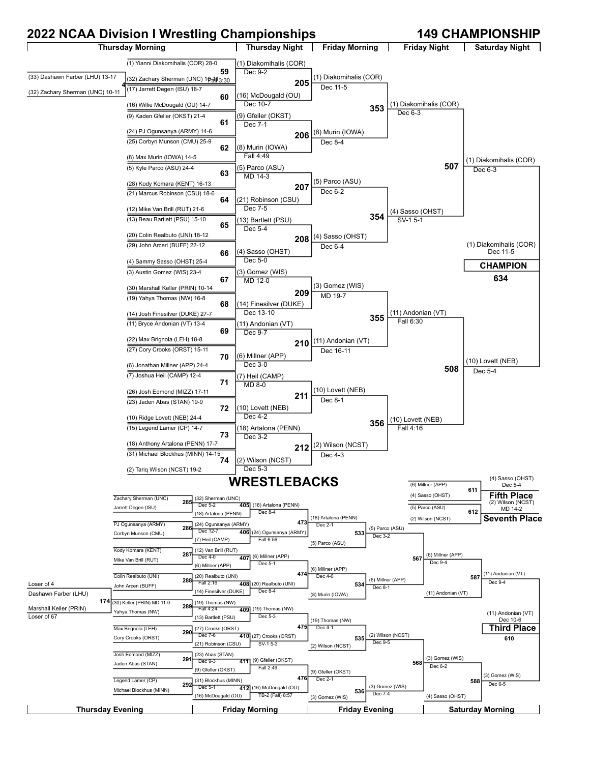# 2022 NCAA Division I Wrestling Championships

## 149 CHAMPIONSHIP

### Championship Bracket

**Thursday Morning**

- Bout 4: (33) Dashawn Farber (LHU) 13-17 vs (32) Zachary Sherman (UNC) 10-11 → (32) Zachary Sherman (UNC)
- Bout 59: (1) Yianni Diakomihalis (COR) 28-0 vs (32) Zachary Sherman (UNC) 10-11 → (1) Diakomihalis (COR) Fall 3:30
- Bout 60: (17) Jarrett Degen (ISU) 18-7 vs (16) Willie McDougald (OU) 14-7 → (16) McDougald (OU) Dec 10-7
- Bout 61: (9) Kaden Gfeller (OKST) 21-4 vs (24) PJ Ogunsanya (ARMY) 14-6 → (9) Gfeller (OKST) Dec 7-1
- Bout 62: (25) Corbyn Munson (CMU) 25-9 vs (8) Max Murin (IOWA) 14-5 → (8) Murin (IOWA) Fall 4:49
- Bout 63: (5) Kyle Parco (ASU) 24-4 vs (28) Kody Komara (KENT) 16-13 → (5) Parco (ASU) MD 14-3
- Bout 64: (21) Marcus Robinson (CSU) 18-6 vs (12) Mike Van Brill (RUT) 21-6 → (21) Robinson (CSU) Dec 7-5
- Bout 65: (13) Beau Bartlett (PSU) 15-10 vs (20) Colin Realbuto (UNI) 18-12 → (13) Bartlett (PSU) Dec 5-4
- Bout 66: (29) John Arceri (BUFF) 22-12 vs (4) Sammy Sasso (OHST) 25-4 → (4) Sasso (OHST) Dec 5-0
- Bout 67: (3) Austin Gomez (WIS) 23-4 vs (30) Marshall Keller (PRIN) 10-14 → (3) Gomez (WIS) MD 12-0
- Bout 68: (19) Yahya Thomas (NW) 16-8 vs (14) Josh Finesilver (DUKE) 27-7 → (14) Finesilver (DUKE) Dec 13-10
- Bout 69: (11) Bryce Andonian (VT) 13-4 vs (22) Max Brignola (LEH) 18-8 → (11) Andonian (VT) Dec 9-7
- Bout 70: (27) Cory Crooks (ORST) 15-11 vs (6) Jonathan Millner (APP) 24-4 → (6) Millner (APP) Dec 3-0
- Bout 71: (7) Joshua Heil (CAMP) 12-4 vs (26) Josh Edmond (MIZZ) 17-11 → (7) Heil (CAMP) MD 8-0
- Bout 72: (23) Jaden Abas (STAN) 19-9 vs (10) Ridge Lovett (NEB) 24-4 → (10) Lovett (NEB) Dec 4-2
- Bout 73: (15) Legend Lamer (CP) 14-7 vs (18) Anthony Artalona (PENN) 17-7 → (18) Artalona (PENN) Dec 3-2
- Bout 74: (31) Michael Blockhus (MINN) 14-15 vs (2) Tariq Wilson (NCST) 19-2 → (2) Wilson (NCST) Dec 5-3

**Thursday Night**

- Bout 205: (1) Diakomihalis (COR) vs (16) McDougald (OU) → (1) Diakomihalis (COR) Dec 11-5
- Bout 206: (9) Gfeller (OKST) vs (8) Murin (IOWA) → (8) Murin (IOWA) Dec 8-4
- Bout 207: (5) Parco (ASU) vs (21) Robinson (CSU) → (5) Parco (ASU) Dec 6-2
- Bout 208: (13) Bartlett (PSU) vs (4) Sasso (OHST) → (4) Sasso (OHST) Dec 6-4
- Bout 209: (3) Gomez (WIS) vs (14) Finesilver (DUKE) → (3) Gomez (WIS) MD 19-7
- Bout 210: (11) Andonian (VT) vs (6) Millner (APP) → (11) Andonian (VT) Dec 16-11
- Bout 211: (7) Heil (CAMP) vs (10) Lovett (NEB) → (10) Lovett (NEB) Dec 8-1
- Bout 212: (18) Artalona (PENN) vs (2) Wilson (NCST) → (2) Wilson (NCST) Dec 4-3

**Friday Morning**

- Bout 353: (1) Diakomihalis (COR) vs (8) Murin (IOWA) → (1) Diakomihalis (COR) Dec 6-3
- Bout 354: (5) Parco (ASU) vs (4) Sasso (OHST) → (4) Sasso (OHST) SV-1 5-1
- Bout 355: (3) Gomez (WIS) vs (11) Andonian (VT) → (11) Andonian (VT) Fall 6:30
- Bout 356: (10) Lovett (NEB) vs (2) Wilson (NCST) → (10) Lovett (NEB) Fall 4:16

**Friday Night**

- Bout 507: (1) Diakomihalis (COR) vs (4) Sasso (OHST) → (1) Diakomihalis (COR) Dec 6-3
- Bout 508: (11) Andonian (VT) vs (10) Lovett (NEB) → (10) Lovett (NEB) Dec 5-4

**Saturday Night**

- Bout 634: (1) Diakomihalis (COR) vs (10) Lovett (NEB) → (1) Diakomihalis (COR) Dec 11-5 — **CHAMPION**

## WRESTLEBACKS

**Thursday Evening**

- Bout 174: Loser of 4 — Dashawn Farber (LHU) vs Marshall Keller (PRIN) — Loser of 67 → (30) Keller (PRIN) MD 11-0
- Bout 285: Zachary Sherman (UNC) vs Jarrett Degen (ISU) → (32) Sherman (UNC) Dec 5-2
- Bout 286: PJ Ogunsanya (ARMY) vs Corbyn Munson (CMU) → (24) Ogunsanya (ARMY) Dec 12-7
- Bout 287: Kody Komara (KENT) vs Mike Van Brill (RUT) → (12) Van Brill (RUT) Dec 4-0
- Bout 288: Colin Realbuto (UNI) vs John Arceri (BUFF) → (20) Realbuto (UNI) Fall 2:16
- Bout 289: (30) Keller (PRIN) vs Yahya Thomas (NW) → (19) Thomas (NW) Fall 4:24
- Bout 290: Max Brignola (LEH) vs Cory Crooks (ORST) → (27) Crooks (ORST) Dec 7-6
- Bout 291: Josh Edmond (MIZZ) vs Jaden Abas (STAN) → (23) Abas (STAN) Dec 9-3
- Bout 292: Legend Lamer (CP) vs Michael Blockhus (MINN) → (31) Blockhus (MINN) Dec 5-1

**Friday Morning**

- Bout 405: (32) Sherman (UNC) vs (18) Artalona (PENN) → (18) Artalona (PENN) Dec 8-4
- Bout 406: (24) Ogunsanya (ARMY) vs (7) Heil (CAMP) → (24) Ogunsanya (ARMY) Fall 6:56
- Bout 407: (12) Van Brill (RUT) vs (6) Millner (APP) → (6) Millner (APP) Dec 5-1
- Bout 408: (20) Realbuto (UNI) vs (14) Finesilver (DUKE) → (20) Realbuto (UNI) Dec 8-4
- Bout 409: (19) Thomas (NW) vs (13) Bartlett (PSU) → (19) Thomas (NW) Dec 5-3
- Bout 410: (27) Crooks (ORST) vs (21) Robinson (CSU) → (27) Crooks (ORST) SV-1 5-3
- Bout 411: (23) Abas (STAN) vs (9) Gfeller (OKST) → (9) Gfeller (OKST) Fall 2:49
- Bout 412: (31) Blockhus (MINN) vs (16) McDougald (OU) → (16) McDougald (OU) TB-2 (Fall) 8:57

**Friday Evening**

- Bout 473: (18) Artalona (PENN) vs (24) Ogunsanya (ARMY) → (18) Artalona (PENN) Dec 2-1
- Bout 474: (6) Millner (APP) vs (20) Realbuto (UNI) → (6) Millner (APP) Dec 4-0
- Bout 475: (19) Thomas (NW) vs (27) Crooks (ORST) → (19) Thomas (NW) Dec 4-1
- Bout 476: (9) Gfeller (OKST) vs (16) McDougald (OU) → (9) Gfeller (OKST) Dec 2-1
- Bout 533: (18) Artalona (PENN) vs (5) Parco (ASU) → (5) Parco (ASU) Dec 3-2
- Bout 534: (6) Millner (APP) vs (8) Murin (IOWA) → (6) Millner (APP) Dec 8-1
- Bout 535: (19) Thomas (NW) vs (2) Wilson (NCST) → (2) Wilson (NCST) Dec 9-5
- Bout 536: (9) Gfeller (OKST) vs (3) Gomez (WIS) → (3) Gomez (WIS) Dec 7-4

**Saturday Morning**

- Bout 567: (5) Parco (ASU) vs (6) Millner (APP) → (6) Millner (APP) Dec 9-4
- Bout 568: (2) Wilson (NCST) vs (3) Gomez (WIS) → (3) Gomez (WIS) Dec 6-2
- Bout 587: (6) Millner (APP) vs (11) Andonian (VT) → (11) Andonian (VT) Dec 9-4
- Bout 588: (3) Gomez (WIS) vs (4) Sasso (OHST) → (3) Gomez (WIS) Dec 6-5

**Placement Bouts**

- Bout 610 (**Third Place**): (11) Andonian (VT) vs (3) Gomez (WIS) → (11) Andonian (VT) Dec 10-6
- Bout 611 (**Fifth Place**): (6) Millner (APP) vs (4) Sasso (OHST) → (4) Sasso (OHST) Dec 5-4
- Bout 612 (**Seventh Place**): (5) Parco (ASU) vs (2) Wilson (NCST) → (2) Wilson (NCST) MD 14-2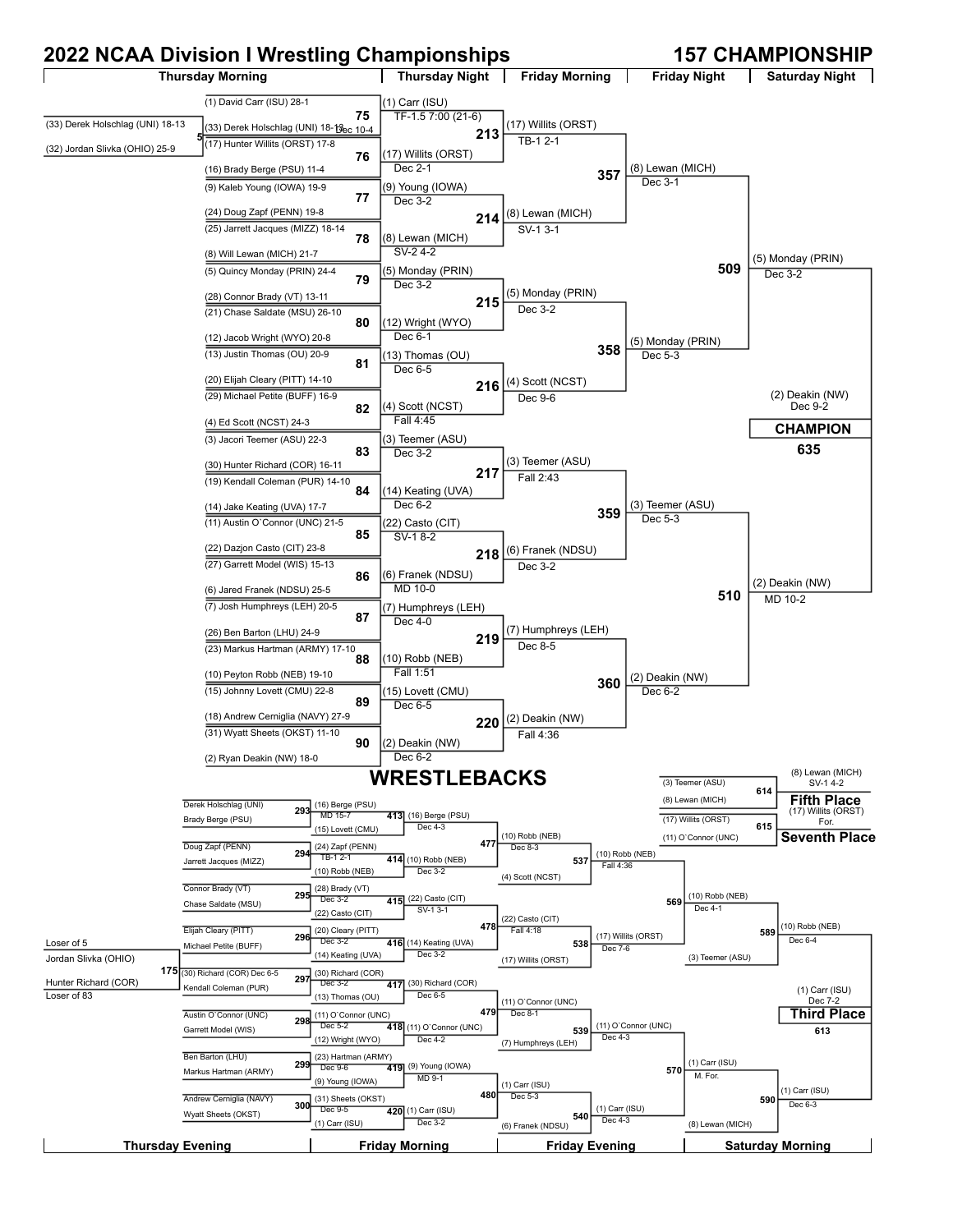# 2022 NCAA Division I Wrestling Championships

## 157 CHAMPIONSHIP

### Championship Bracket

**Pigtail (Bout 5):** (33) Derek Holschlag (UNI) 18-13 vs (32) Jordan Slivka (OHIO) 25-9 — (33) Derek Holschlag (UNI) Dec 10-4

#### Thursday Morning (First Round)

| Bout | Wrestler 1 | Wrestler 2 | Winner | Result |
|---|---|---|---|---|
| 75 | (1) David Carr (ISU) 28-1 | (33) Derek Holschlag (UNI) 18-13 | (1) Carr (ISU) | TF-1.5 7:00 (21-6) |
| 76 | (17) Hunter Willits (ORST) 17-8 | (16) Brady Berge (PSU) 11-4 | (17) Willits (ORST) | Dec 2-1 |
| 77 | (9) Kaleb Young (IOWA) 19-9 | (24) Doug Zapf (PENN) 19-8 | (9) Young (IOWA) | Dec 3-2 |
| 78 | (25) Jarrett Jacques (MIZZ) 18-14 | (8) Will Lewan (MICH) 21-7 | (8) Lewan (MICH) | SV-2 4-2 |
| 79 | (5) Quincy Monday (PRIN) 24-4 | (28) Connor Brady (VT) 13-11 | (5) Monday (PRIN) | Dec 3-2 |
| 80 | (21) Chase Saldate (MSU) 26-10 | (12) Jacob Wright (WYO) 20-8 | (12) Wright (WYO) | Dec 6-1 |
| 81 | (13) Justin Thomas (OU) 20-9 | (20) Elijah Cleary (PITT) 14-10 | (13) Thomas (OU) | Dec 6-5 |
| 82 | (29) Michael Petite (BUFF) 16-9 | (4) Ed Scott (NCST) 24-3 | (4) Scott (NCST) | Fall 4:45 |
| 83 | (3) Jacori Teemer (ASU) 22-3 | (30) Hunter Richard (COR) 16-11 | (3) Teemer (ASU) | Dec 3-2 |
| 84 | (19) Kendall Coleman (PUR) 14-10 | (14) Jake Keating (UVA) 17-7 | (14) Keating (UVA) | Dec 6-2 |
| 85 | (11) Austin O`Connor (UNC) 21-5 | (22) Dazjon Casto (CIT) 23-8 | (22) Casto (CIT) | SV-1 8-2 |
| 86 | (27) Garrett Model (WIS) 15-13 | (6) Jared Franek (NDSU) 25-5 | (6) Franek (NDSU) | MD 10-0 |
| 87 | (7) Josh Humphreys (LEH) 20-5 | (26) Ben Barton (LHU) 24-9 | (7) Humphreys (LEH) | Dec 4-0 |
| 88 | (23) Markus Hartman (ARMY) 17-10 | (10) Peyton Robb (NEB) 19-10 | (10) Robb (NEB) | Fall 1:51 |
| 89 | (15) Johnny Lovett (CMU) 22-8 | (18) Andrew Cerniglia (NAVY) 27-9 | (15) Lovett (CMU) | Dec 6-5 |
| 90 | (31) Wyatt Sheets (OKST) 11-10 | (2) Ryan Deakin (NW) 18-0 | (2) Deakin (NW) | Dec 6-2 |

#### Thursday Night (Second Round)

| Bout | Wrestler 1 | Wrestler 2 | Winner | Result |
|---|---|---|---|---|
| 213 | (1) Carr (ISU) | (17) Willits (ORST) | (17) Willits (ORST) | TB-1 2-1 |
| 214 | (9) Young (IOWA) | (8) Lewan (MICH) | (8) Lewan (MICH) | SV-1 3-1 |
| 215 | (5) Monday (PRIN) | (12) Wright (WYO) | (5) Monday (PRIN) | Dec 3-2 |
| 216 | (13) Thomas (OU) | (4) Scott (NCST) | (4) Scott (NCST) | Dec 9-6 |
| 217 | (3) Teemer (ASU) | (14) Keating (UVA) | (3) Teemer (ASU) | Fall 2:43 |
| 218 | (22) Casto (CIT) | (6) Franek (NDSU) | (6) Franek (NDSU) | Dec 3-2 |
| 219 | (7) Humphreys (LEH) | (10) Robb (NEB) | (7) Humphreys (LEH) | Dec 8-5 |
| 220 | (15) Lovett (CMU) | (2) Deakin (NW) | (2) Deakin (NW) | Fall 4:36 |

#### Friday Morning (Quarterfinals)

| Bout | Wrestler 1 | Wrestler 2 | Winner | Result |
|---|---|---|---|---|
| 357 | (17) Willits (ORST) | (8) Lewan (MICH) | (8) Lewan (MICH) | Dec 3-1 |
| 358 | (5) Monday (PRIN) | (4) Scott (NCST) | (5) Monday (PRIN) | Dec 5-3 |
| 359 | (3) Teemer (ASU) | (6) Franek (NDSU) | (3) Teemer (ASU) | Dec 5-3 |
| 360 | (7) Humphreys (LEH) | (2) Deakin (NW) | (2) Deakin (NW) | Dec 6-2 |

#### Friday Night (Semifinals)

| Bout | Wrestler 1 | Wrestler 2 | Winner | Result |
|---|---|---|---|---|
| 509 | (8) Lewan (MICH) | (5) Monday (PRIN) | (5) Monday (PRIN) | Dec 3-2 |
| 510 | (3) Teemer (ASU) | (2) Deakin (NW) | (2) Deakin (NW) | MD 10-2 |

#### Saturday Night (Final)

**CHAMPION (Bout 635):** (2) Deakin (NW) Dec 9-2

## WRESTLEBACKS

**Bout 175:** Loser of 5 (Jordan Slivka (OHIO)) vs Loser of 83 (Hunter Richard (COR)) — (30) Richard (COR) Dec 6-5

#### Thursday Evening

| Bout | Wrestler 1 | Wrestler 2 | Winner | Result |
|---|---|---|---|---|
| 293 | Derek Holschlag (UNI) | Brady Berge (PSU) | (16) Berge (PSU) | MD 15-7 |
| 294 | Doug Zapf (PENN) | Jarrett Jacques (MIZZ) | (24) Zapf (PENN) | TB-1 2-1 |
| 295 | Connor Brady (VT) | Chase Saldate (MSU) | (28) Brady (VT) | Dec 3-2 |
| 296 | Elijah Cleary (PITT) | Michael Petite (BUFF) | (20) Cleary (PITT) | Dec 3-2 |
| 297 | (30) Richard (COR) | Kendall Coleman (PUR) | (30) Richard (COR) | Dec 3-2 |
| 298 | Austin O`Connor (UNC) | Garrett Model (WIS) | (11) O`Connor (UNC) | Dec 5-2 |
| 299 | Ben Barton (LHU) | Markus Hartman (ARMY) | (23) Hartman (ARMY) | Dec 9-6 |
| 300 | Andrew Cerniglia (NAVY) | Wyatt Sheets (OKST) | (31) Sheets (OKST) | Dec 9-5 |

#### Friday Morning

| Bout | Wrestler 1 | Wrestler 2 | Winner | Result |
|---|---|---|---|---|
| 413 | (16) Berge (PSU) | (15) Lovett (CMU) | (16) Berge (PSU) | Dec 4-3 |
| 414 | (24) Zapf (PENN) | (10) Robb (NEB) | (10) Robb (NEB) | Dec 3-2 |
| 415 | (28) Brady (VT) | (22) Casto (CIT) | (22) Casto (CIT) | SV-1 3-1 |
| 416 | (20) Cleary (PITT) | (14) Keating (UVA) | (14) Keating (UVA) | Dec 3-2 |
| 417 | (30) Richard (COR) | (13) Thomas (OU) | (30) Richard (COR) | Dec 6-5 |
| 418 | (11) O`Connor (UNC) | (12) Wright (WYO) | (11) O`Connor (UNC) | Dec 4-2 |
| 419 | (23) Hartman (ARMY) | (9) Young (IOWA) | (9) Young (IOWA) | MD 9-1 |
| 420 | (31) Sheets (OKST) | (1) Carr (ISU) | (1) Carr (ISU) | Dec 3-2 |
| 477 | (16) Berge (PSU) | (10) Robb (NEB) | (10) Robb (NEB) | Dec 8-3 |
| 478 | (22) Casto (CIT) | (14) Keating (UVA) | (22) Casto (CIT) | Fall 4:18 |
| 479 | (30) Richard (COR) | (11) O`Connor (UNC) | (11) O`Connor (UNC) | Dec 8-1 |
| 480 | (9) Young (IOWA) | (1) Carr (ISU) | (1) Carr (ISU) | Dec 5-3 |

#### Friday Evening

| Bout | Wrestler 1 | Wrestler 2 | Winner | Result |
|---|---|---|---|---|
| 537 | (10) Robb (NEB) | (4) Scott (NCST) | (10) Robb (NEB) | Fall 4:36 |
| 538 | (22) Casto (CIT) | (17) Willits (ORST) | (17) Willits (ORST) | Dec 7-6 |
| 539 | (11) O`Connor (UNC) | (7) Humphreys (LEH) | (11) O`Connor (UNC) | Dec 4-3 |
| 540 | (1) Carr (ISU) | (6) Franek (NDSU) | (1) Carr (ISU) | Dec 4-3 |
| 569 | (10) Robb (NEB) | (17) Willits (ORST) | (10) Robb (NEB) | Dec 4-1 |
| 570 | (11) O`Connor (UNC) | (1) Carr (ISU) | (1) Carr (ISU) | M. For. |

#### Saturday Morning

| Bout | Wrestler 1 | Wrestler 2 | Winner | Result |
|---|---|---|---|---|
| 589 | (10) Robb (NEB) | (3) Teemer (ASU) | (10) Robb (NEB) | Dec 6-4 |
| 590 | (1) Carr (ISU) | (8) Lewan (MICH) | (1) Carr (ISU) | Dec 6-3 |

#### Placement Matches

| Bout | Place | Wrestler 1 | Wrestler 2 | Winner | Result |
|---|---|---|---|---|---|
| 613 | Third Place | (10) Robb (NEB) | (1) Carr (ISU) | (1) Carr (ISU) | Dec 7-2 |
| 614 | Fifth Place | (3) Teemer (ASU) | (8) Lewan (MICH) | (8) Lewan (MICH) | SV-1 4-2 |
| 615 | Seventh Place | (17) Willits (ORST) | (11) O`Connor (UNC) | (17) Willits (ORST) | For. |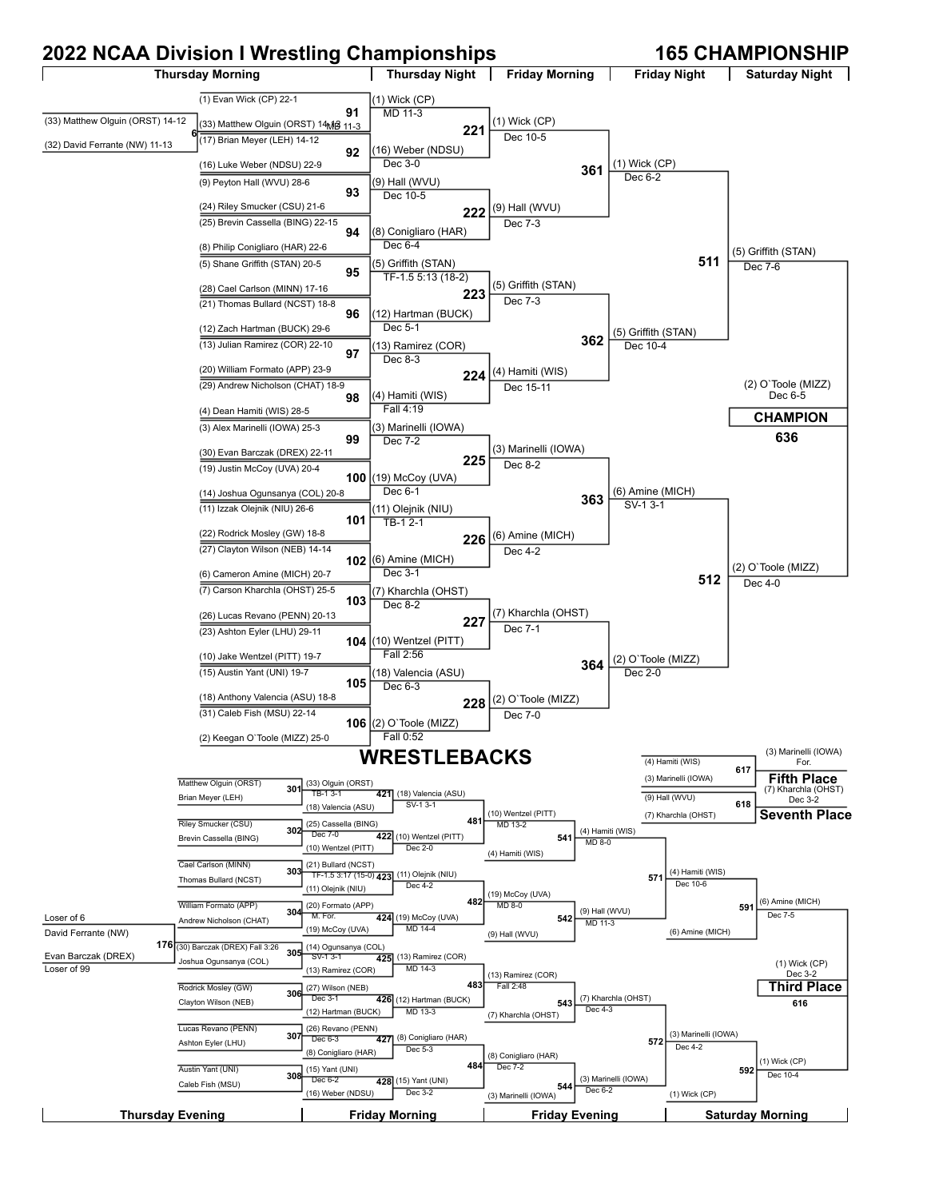# 2022 NCAA Division I Wrestling Championships

## 165 CHAMPIONSHIP

### Championship Bracket

**Pigtail (Bout 6):** (33) Matthew Olguin (ORST) 14-12 vs (32) David Ferrante (NW) 11-13 — (33) Matthew Olguin (ORST) 14-12, MD 11-3

#### Thursday Morning

| Bout | Wrestler | Wrestler | Winner | Result |
|---|---|---|---|---|
| 91 | (1) Evan Wick (CP) 22-1 | (33) Matthew Olguin (ORST) 14-12 | (1) Wick (CP) | MD 11-3 |
| 92 | (17) Brian Meyer (LEH) 14-12 | (16) Luke Weber (NDSU) 22-9 | (16) Weber (NDSU) | Dec 3-0 |
| 93 | (9) Peyton Hall (WVU) 28-6 | (24) Riley Smucker (CSU) 21-6 | (9) Hall (WVU) | Dec 10-5 |
| 94 | (25) Brevin Cassella (BING) 22-15 | (8) Philip Conigliaro (HAR) 22-6 | (8) Conigliaro (HAR) | Dec 6-4 |
| 95 | (5) Shane Griffith (STAN) 20-5 | (28) Cael Carlson (MINN) 17-16 | (5) Griffith (STAN) | TF-1.5 5:13 (18-2) |
| 96 | (21) Thomas Bullard (NCST) 18-8 | (12) Zach Hartman (BUCK) 29-6 | (12) Hartman (BUCK) | Dec 5-1 |
| 97 | (13) Julian Ramirez (COR) 22-10 | (20) William Formato (APP) 23-9 | (13) Ramirez (COR) | Dec 8-3 |
| 98 | (29) Andrew Nicholson (CHAT) 18-9 | (4) Dean Hamiti (WIS) 28-5 | (4) Hamiti (WIS) | Fall 4:19 |
| 99 | (3) Alex Marinelli (IOWA) 25-3 | (30) Evan Barczak (DREX) 22-11 | (3) Marinelli (IOWA) | Dec 7-2 |
| 100 | (19) Justin McCoy (UVA) 20-4 | (14) Joshua Ogunsanya (COL) 20-8 | (19) McCoy (UVA) | Dec 6-1 |
| 101 | (11) Izzak Olejnik (NIU) 26-6 | (22) Rodrick Mosley (GW) 18-8 | (11) Olejnik (NIU) | TB-1 2-1 |
| 102 | (27) Clayton Wilson (NEB) 14-14 | (6) Cameron Amine (MICH) 20-7 | (6) Amine (MICH) | Dec 3-1 |
| 103 | (7) Carson Kharchla (OHST) 25-5 | (26) Lucas Revano (PENN) 20-13 | (7) Kharchla (OHST) | Dec 8-2 |
| 104 | (23) Ashton Eyler (LHU) 29-11 | (10) Jake Wentzel (PITT) 19-7 | (10) Wentzel (PITT) | Fall 2:56 |
| 105 | (15) Austin Yant (UNI) 19-7 | (18) Anthony Valencia (ASU) 18-8 | (18) Valencia (ASU) | Dec 6-3 |
| 106 | (31) Caleb Fish (MSU) 22-14 | (2) Keegan O`Toole (MIZZ) 25-0 | (2) O`Toole (MIZZ) | Fall 0:52 |

#### Thursday Night

| Bout | Winner | Result |
|---|---|---|
| 221 | (1) Wick (CP) | Dec 10-5 |
| 222 | (9) Hall (WVU) | Dec 7-3 |
| 223 | (5) Griffith (STAN) | Dec 7-3 |
| 224 | (4) Hamiti (WIS) | Dec 15-11 |
| 225 | (3) Marinelli (IOWA) | Dec 8-2 |
| 226 | (6) Amine (MICH) | Dec 4-2 |
| 227 | (7) Kharchla (OHST) | Dec 7-1 |
| 228 | (2) O`Toole (MIZZ) | Dec 7-0 |

#### Friday Morning (Quarterfinals)

| Bout | Winner | Result |
|---|---|---|
| 361 | (1) Wick (CP) | Dec 6-2 |
| 362 | (5) Griffith (STAN) | Dec 10-4 |
| 363 | (6) Amine (MICH) | SV-1 3-1 |
| 364 | (2) O`Toole (MIZZ) | Dec 2-0 |

#### Friday Night (Semifinals)

| Bout | Winner | Result |
|---|---|---|
| 511 | (5) Griffith (STAN) | Dec 7-6 |
| 512 | (2) O`Toole (MIZZ) | Dec 4-0 |

#### Saturday Night

**CHAMPION (636):** (2) O`Toole (MIZZ) — Dec 6-5

## WRESTLEBACKS

**Bout 176:** David Ferrante (NW) (Loser of 6) vs Evan Barczak (DREX) (Loser of 99) — (30) Barczak (DREX) Fall 3:26

#### Thursday Evening

| Bout | Wrestler | Wrestler | Winner | Result |
|---|---|---|---|---|
| 301 | Matthew Olguin (ORST) | Brian Meyer (LEH) | (33) Olguin (ORST) | TB-1 3-1 |
| 302 | Riley Smucker (CSU) | Brevin Cassella (BING) | (25) Cassella (BING) | Dec 7-0 |
| 303 | Cael Carlson (MINN) | Thomas Bullard (NCST) | (21) Bullard (NCST) | TF-1.5 3:17 (15-0) |
| 304 | William Formato (APP) | Andrew Nicholson (CHAT) | (20) Formato (APP) | M. For. |
| 305 | (30) Barczak (DREX) | Joshua Ogunsanya (COL) | (14) Ogunsanya (COL) | SV-1 3-1 |
| 306 | Rodrick Mosley (GW) | Clayton Wilson (NEB) | (27) Wilson (NEB) | Dec 3-1 |
| 307 | Lucas Revano (PENN) | Ashton Eyler (LHU) | (26) Revano (PENN) | Dec 6-3 |
| 308 | Austin Yant (UNI) | Caleb Fish (MSU) | (15) Yant (UNI) | Dec 6-2 |

#### Friday Morning

| Bout | Wrestler | Wrestler | Winner | Result |
|---|---|---|---|---|
| 421 | (33) Olguin (ORST) | (18) Valencia (ASU) | (18) Valencia (ASU) | SV-1 3-1 |
| 422 | (25) Cassella (BING) | (10) Wentzel (PITT) | (10) Wentzel (PITT) | Dec 2-0 |
| 423 | (21) Bullard (NCST) | (11) Olejnik (NIU) | (11) Olejnik (NIU) | Dec 4-2 |
| 424 | (20) Formato (APP) | (19) McCoy (UVA) | (19) McCoy (UVA) | MD 14-4 |
| 425 | (14) Ogunsanya (COL) | (13) Ramirez (COR) | (13) Ramirez (COR) | MD 14-3 |
| 426 | (27) Wilson (NEB) | (12) Hartman (BUCK) | (12) Hartman (BUCK) | MD 13-3 |
| 427 | (26) Revano (PENN) | (8) Conigliaro (HAR) | (8) Conigliaro (HAR) | Dec 5-3 |
| 428 | (15) Yant (UNI) | (16) Weber (NDSU) | (15) Yant (UNI) | Dec 3-2 |

#### Friday Evening

| Bout | Wrestler | Wrestler | Winner | Result |
|---|---|---|---|---|
| 481 | (18) Valencia (ASU) | (10) Wentzel (PITT) | (10) Wentzel (PITT) | MD 13-2 |
| 482 | (11) Olejnik (NIU) | (19) McCoy (UVA) | (19) McCoy (UVA) | MD 8-0 |
| 483 | (13) Ramirez (COR) | (12) Hartman (BUCK) | (13) Ramirez (COR) | Fall 2:48 |
| 484 | (8) Conigliaro (HAR) | (15) Yant (UNI) | (8) Conigliaro (HAR) | Dec 7-2 |
| 541 | (10) Wentzel (PITT) | (4) Hamiti (WIS) | (4) Hamiti (WIS) | MD 8-0 |
| 542 | (19) McCoy (UVA) | (9) Hall (WVU) | (9) Hall (WVU) | MD 11-3 |
| 543 | (13) Ramirez (COR) | (7) Kharchla (OHST) | (7) Kharchla (OHST) | Dec 4-3 |
| 544 | (8) Conigliaro (HAR) | (3) Marinelli (IOWA) | (3) Marinelli (IOWA) | Dec 6-2 |

#### Saturday Morning

| Bout | Wrestler | Wrestler | Winner | Result |
|---|---|---|---|---|
| 571 | (4) Hamiti (WIS) | (9) Hall (WVU) | (4) Hamiti (WIS) | Dec 10-6 |
| 572 | (7) Kharchla (OHST) | (3) Marinelli (IOWA) | (3) Marinelli (IOWA) | Dec 4-2 |
| 591 | (4) Hamiti (WIS) | (6) Amine (MICH) | (6) Amine (MICH) | Dec 7-5 |
| 592 | (3) Marinelli (IOWA) | (1) Wick (CP) | (1) Wick (CP) | Dec 10-4 |

#### Placement Matches

| Bout | Place | Wrestler | Wrestler | Winner | Result |
|---|---|---|---|---|---|
| 616 | Third Place | (6) Amine (MICH) | (1) Wick (CP) | (1) Wick (CP) | Dec 3-2 |
| 617 | Fifth Place | (4) Hamiti (WIS) | (3) Marinelli (IOWA) | (3) Marinelli (IOWA) | For. |
| 618 | Seventh Place | (9) Hall (WVU) | (7) Kharchla (OHST) | (7) Kharchla (OHST) | Dec 3-2 |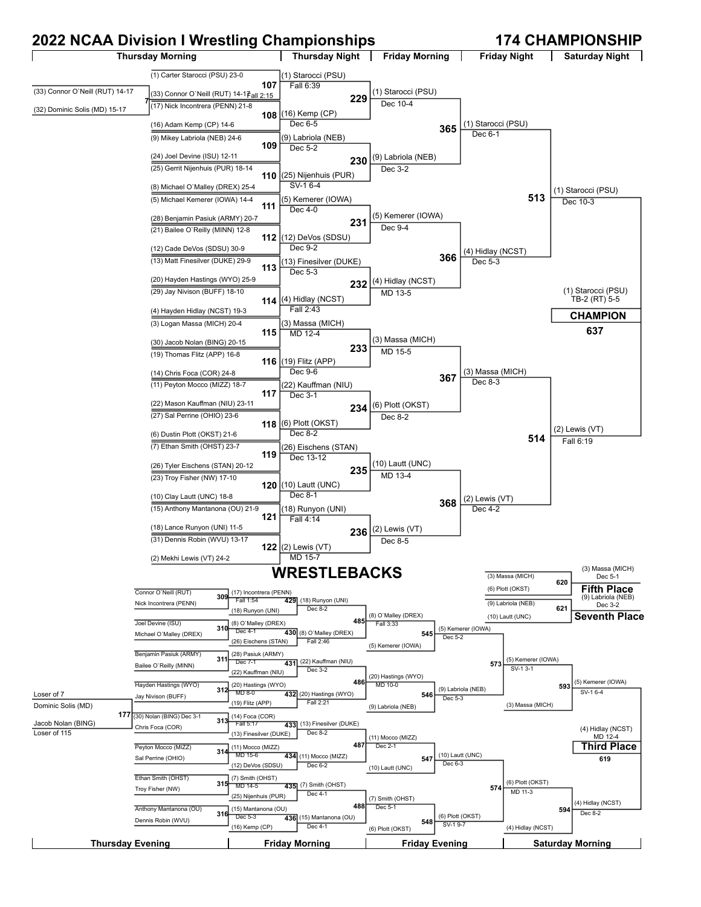# 2022 NCAA Division I Wrestling Championships

## 174 CHAMPIONSHIP

### Championship Bracket

**Thursday Morning — Pigtail**

| Bout | Wrestler 1 | Wrestler 2 | Winner | Result |
|---|---|---|---|---|
| 7 | (33) Connor O`Neill (RUT) 14-17 | (32) Dominic Solis (MD) 15-17 | (33) Connor O`Neill (RUT) 14-17 | |

**Thursday Morning — First Round**

| Bout | Wrestler 1 | Wrestler 2 | Winner | Result |
|---|---|---|---|---|
| 107 | (1) Carter Starocci (PSU) 23-0 | (33) Connor O`Neill (RUT) 14-17 | (1) Starocci (PSU) | Fall 6:39 |
| 108 | (17) Nick Incontrera (PENN) 21-8 | (16) Adam Kemp (CP) 14-6 | (16) Kemp (CP) | Dec 6-5 |
| 109 | (9) Mikey Labriola (NEB) 24-6 | (24) Joel Devine (ISU) 12-11 | (9) Labriola (NEB) | Dec 5-2 |
| 110 | (25) Gerrit Nijenhuis (PUR) 18-14 | (8) Michael O`Malley (DREX) 25-4 | (25) Nijenhuis (PUR) | SV-1 6-4 |
| 111 | (5) Michael Kemerer (IOWA) 14-4 | (28) Benjamin Pasiuk (ARMY) 20-7 | (5) Kemerer (IOWA) | Dec 4-0 |
| 112 | (21) Bailee O`Reilly (MINN) 12-8 | (12) Cade DeVos (SDSU) 30-9 | (12) DeVos (SDSU) | Dec 9-2 |
| 113 | (13) Matt Finesilver (DUKE) 29-9 | (20) Hayden Hastings (WYO) 25-9 | (13) Finesilver (DUKE) | Dec 5-3 |
| 114 | (29) Jay Nivison (BUFF) 18-10 | (4) Hayden Hidlay (NCST) 19-3 | (4) Hidlay (NCST) | Fall 2:43 |
| 115 | (3) Logan Massa (MICH) 20-4 | (30) Jacob Nolan (BING) 20-15 | (3) Massa (MICH) | MD 12-4 |
| 116 | (19) Thomas Flitz (APP) 16-8 | (14) Chris Foca (COR) 24-8 | (19) Flitz (APP) | Dec 9-6 |
| 117 | (11) Peyton Mocco (MIZZ) 18-7 | (22) Mason Kauffman (NIU) 23-11 | (22) Kauffman (NIU) | Dec 3-1 |
| 118 | (27) Sal Perrine (OHIO) 23-6 | (6) Dustin Plott (OKST) 21-6 | (6) Plott (OKST) | Dec 8-2 |
| 119 | (7) Ethan Smith (OHST) 23-7 | (26) Tyler Eischens (STAN) 20-12 | (26) Eischens (STAN) | Dec 13-12 |
| 120 | (23) Troy Fisher (NW) 17-10 | (10) Clay Lautt (UNC) 18-8 | (10) Lautt (UNC) | Dec 8-1 |
| 121 | (15) Anthony Mantanona (OU) 21-9 | (18) Lance Runyon (UNI) 11-5 | (18) Runyon (UNI) | Fall 4:14 |
| 122 | (31) Dennis Robin (WVU) 13-17 | (2) Mekhi Lewis (VT) 24-2 | (2) Lewis (VT) | MD 15-7 |

**Thursday Night — Second Round**

| Bout | Winner | Result |
|---|---|---|
| 229 | (1) Starocci (PSU) | Dec 10-4 |
| 230 | (9) Labriola (NEB) | Dec 3-2 |
| 231 | (5) Kemerer (IOWA) | Dec 9-4 |
| 232 | (4) Hidlay (NCST) | MD 13-5 |
| 233 | (3) Massa (MICH) | MD 15-5 |
| 234 | (6) Plott (OKST) | Dec 8-2 |
| 235 | (10) Lautt (UNC) | MD 13-4 |
| 236 | (2) Lewis (VT) | Dec 8-5 |

**Friday Morning — Quarterfinals**

| Bout | Winner | Result |
|---|---|---|
| 365 | (1) Starocci (PSU) | Dec 6-1 |
| 366 | (4) Hidlay (NCST) | Dec 5-3 |
| 367 | (3) Massa (MICH) | Dec 8-3 |
| 368 | (2) Lewis (VT) | Dec 4-2 |

**Friday Night — Semifinals**

| Bout | Winner | Result |
|---|---|---|
| 513 | (1) Starocci (PSU) | Dec 10-3 |
| 514 | (2) Lewis (VT) | Fall 6:19 |

**Saturday Night — Final**

| Bout | Winner | Result |
|---|---|---|
| 637 | (1) Starocci (PSU) — **CHAMPION** | TB-2 (RT) 5-5 |

## WRESTLEBACKS

**Thursday Evening**

| Bout | Wrestler 1 | Wrestler 2 | Winner | Result |
|---|---|---|---|---|
| 177 | Dominic Solis (MD) (Loser of 7) | Jacob Nolan (BING) (Loser of 115) | (30) Nolan (BING) | Dec 3-1 |
| 309 | Connor O`Neill (RUT) | Nick Incontrera (PENN) | (17) Incontrera (PENN) | Fall 1:54 |
| 310 | Joel Devine (ISU) | Michael O`Malley (DREX) | (8) O`Malley (DREX) | Dec 4-1 |
| 311 | Benjamin Pasiuk (ARMY) | Bailee O`Reilly (MINN) | (28) Pasiuk (ARMY) | Dec 7-1 |
| 312 | Hayden Hastings (WYO) | Jay Nivison (BUFF) | (20) Hastings (WYO) | MD 8-0 |
| 313 | (30) Nolan (BING) | Chris Foca (COR) | (14) Foca (COR) | Fall 5:17 |
| 314 | Peyton Mocco (MIZZ) | Sal Perrine (OHIO) | (11) Mocco (MIZZ) | MD 15-6 |
| 315 | Ethan Smith (OHST) | Troy Fisher (NW) | (7) Smith (OHST) | MD 14-5 |
| 316 | Anthony Mantanona (OU) | Dennis Robin (WVU) | (15) Mantanona (OU) | Dec 5-3 |

**Friday Morning**

| Bout | Wrestler 1 | Wrestler 2 | Winner | Result |
|---|---|---|---|---|
| 429 | (17) Incontrera (PENN) | (18) Runyon (UNI) | (18) Runyon (UNI) | Dec 8-2 |
| 430 | (8) O`Malley (DREX) | (26) Eischens (STAN) | (8) O`Malley (DREX) | Fall 2:46 |
| 431 | (28) Pasiuk (ARMY) | (22) Kauffman (NIU) | (22) Kauffman (NIU) | Dec 3-2 |
| 432 | (20) Hastings (WYO) | (19) Flitz (APP) | (20) Hastings (WYO) | Fall 2:21 |
| 433 | (14) Foca (COR) | (13) Finesilver (DUKE) | (13) Finesilver (DUKE) | Dec 8-2 |
| 434 | (11) Mocco (MIZZ) | (12) DeVos (SDSU) | (11) Mocco (MIZZ) | Dec 6-2 |
| 435 | (7) Smith (OHST) | (25) Nijenhuis (PUR) | (7) Smith (OHST) | Dec 4-1 |
| 436 | (15) Mantanona (OU) | (16) Kemp (CP) | (15) Mantanona (OU) | Dec 4-1 |

**Friday Evening**

| Bout | Wrestler 1 | Wrestler 2 | Winner | Result |
|---|---|---|---|---|
| 485 | (18) Runyon (UNI) | (8) O`Malley (DREX) | (8) O`Malley (DREX) | Fall 3:33 |
| 486 | (22) Kauffman (NIU) | (20) Hastings (WYO) | (20) Hastings (WYO) | MD 10-0 |
| 487 | (13) Finesilver (DUKE) | (11) Mocco (MIZZ) | (11) Mocco (MIZZ) | Dec 2-1 |
| 488 | (7) Smith (OHST) | (15) Mantanona (OU) | (7) Smith (OHST) | Dec 5-1 |
| 545 | (8) O`Malley (DREX) | (5) Kemerer (IOWA) | (5) Kemerer (IOWA) | Dec 5-2 |
| 546 | (20) Hastings (WYO) | (9) Labriola (NEB) | (9) Labriola (NEB) | Dec 5-3 |
| 547 | (11) Mocco (MIZZ) | (10) Lautt (UNC) | (10) Lautt (UNC) | Dec 6-3 |
| 548 | (7) Smith (OHST) | (6) Plott (OKST) | (6) Plott (OKST) | SV-1 9-7 |

**Saturday Morning**

| Bout | Wrestler 1 | Wrestler 2 | Winner | Result |
|---|---|---|---|---|
| 573 | (5) Kemerer (IOWA) | (9) Labriola (NEB) | (5) Kemerer (IOWA) | SV-1 3-1 |
| 574 | (10) Lautt (UNC) | (6) Plott (OKST) | (6) Plott (OKST) | MD 11-3 |
| 593 | (5) Kemerer (IOWA) | (3) Massa (MICH) | (5) Kemerer (IOWA) | SV-1 6-4 |
| 594 | (6) Plott (OKST) | (4) Hidlay (NCST) | (4) Hidlay (NCST) | Dec 8-2 |

**Placement Matches**

| Bout | Place | Wrestler 1 | Wrestler 2 | Winner | Result |
|---|---|---|---|---|---|
| 619 | Third Place | (5) Kemerer (IOWA) | (4) Hidlay (NCST) | (4) Hidlay (NCST) | MD 12-4 |
| 620 | Fifth Place | (3) Massa (MICH) | (6) Plott (OKST) | (3) Massa (MICH) | Dec 5-1 |
| 621 | Seventh Place | (9) Labriola (NEB) | (10) Lautt (UNC) | (9) Labriola (NEB) | Dec 3-2 |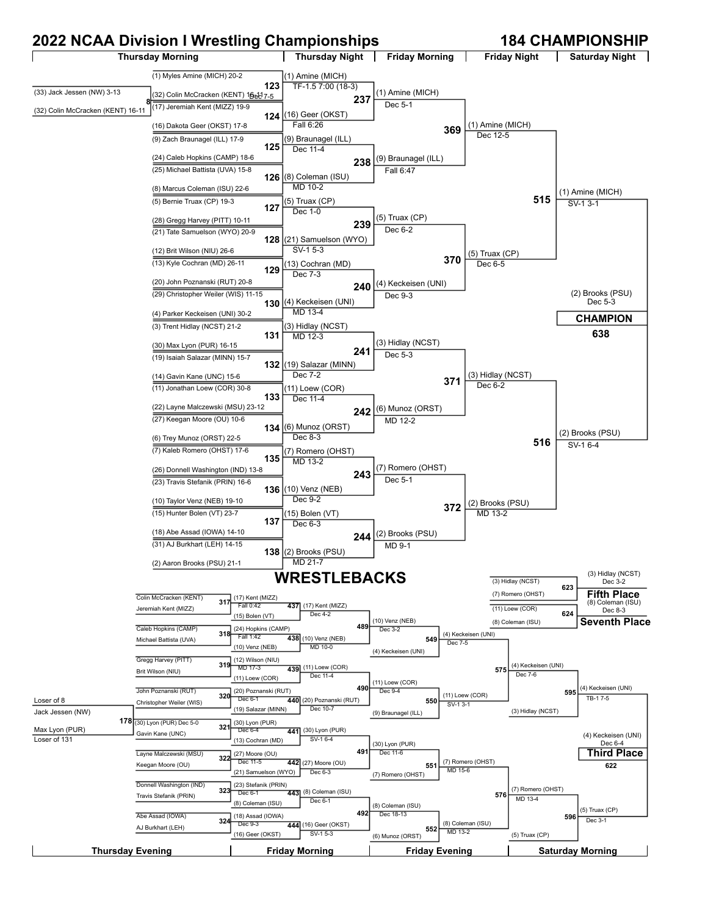# 2022 NCAA Division I Wrestling Championships

## 184 CHAMPIONSHIP

| Thursday Morning | Thursday Night | Friday Morning | Friday Night | Saturday Night |
|---|---|---|---|---|

### Pigtail

- Bout 8: (33) Jack Jessen (NW) 3-13 vs (32) Colin McCracken (KENT) 16-11 — (32) Colin McCracken (KENT) 16-11, Dec 7-5

### Thursday Morning (First Round)

- Bout 123: (1) Myles Amine (MICH) 20-2 vs (32) Colin McCracken (KENT) 16-11 — (1) Amine (MICH), TF-1.5 7:00 (18-3)
- Bout 124: (17) Jeremiah Kent (MIZZ) 19-9 vs (16) Dakota Geer (OKST) 17-8 — (16) Geer (OKST), Fall 6:26
- Bout 125: (9) Zach Braunagel (ILL) 17-9 vs (24) Caleb Hopkins (CAMP) 18-6 — (9) Braunagel (ILL), Dec 11-4
- Bout 126: (25) Michael Battista (UVA) 15-8 vs (8) Marcus Coleman (ISU) 22-6 — (8) Coleman (ISU), MD 10-2
- Bout 127: (5) Bernie Truax (CP) 19-3 vs (28) Gregg Harvey (PITT) 10-11 — (5) Truax (CP), Dec 1-0
- Bout 128: (21) Tate Samuelson (WYO) 20-9 vs (12) Brit Wilson (NIU) 26-6 — (21) Samuelson (WYO), SV-1 5-3
- Bout 129: (13) Kyle Cochran (MD) 26-11 vs (20) John Poznanski (RUT) 20-8 — (13) Cochran (MD), Dec 7-3
- Bout 130: (29) Christopher Weiler (WIS) 11-15 vs (4) Parker Keckeisen (UNI) 30-2 — (4) Keckeisen (UNI), MD 13-4
- Bout 131: (3) Trent Hidlay (NCST) 21-2 vs (30) Max Lyon (PUR) 16-15 — (3) Hidlay (NCST), MD 12-3
- Bout 132: (19) Isaiah Salazar (MINN) 15-7 vs (14) Gavin Kane (UNC) 15-6 — (19) Salazar (MINN), Dec 7-2
- Bout 133: (11) Jonathan Loew (COR) 30-8 vs (22) Layne Malczewski (MSU) 23-12 — (11) Loew (COR), Dec 11-4
- Bout 134: (27) Keegan Moore (OU) 10-6 vs (6) Trey Munoz (ORST) 22-5 — (6) Munoz (ORST), Dec 8-3
- Bout 135: (7) Kaleb Romero (OHST) 17-6 vs (26) Donnell Washington (IND) 13-8 — (7) Romero (OHST), MD 13-2
- Bout 136: (23) Travis Stefanik (PRIN) 16-6 vs (10) Taylor Venz (NEB) 19-10 — (10) Venz (NEB), Dec 9-2
- Bout 137: (15) Hunter Bolen (VT) 23-7 vs (18) Abe Assad (IOWA) 14-10 — (15) Bolen (VT), Dec 6-3
- Bout 138: (31) AJ Burkhart (LEH) 14-15 vs (2) Aaron Brooks (PSU) 21-1 — (2) Brooks (PSU), MD 21-7

### Thursday Night (Second Round)

- Bout 237: (1) Amine (MICH) vs (16) Geer (OKST) — (1) Amine (MICH), Dec 5-1
- Bout 238: (9) Braunagel (ILL) vs (8) Coleman (ISU) — (9) Braunagel (ILL), Fall 6:47
- Bout 239: (5) Truax (CP) vs (21) Samuelson (WYO) — (5) Truax (CP), Dec 6-2
- Bout 240: (13) Cochran (MD) vs (4) Keckeisen (UNI) — (4) Keckeisen (UNI), Dec 9-3
- Bout 241: (3) Hidlay (NCST) vs (19) Salazar (MINN) — (3) Hidlay (NCST), Dec 5-3
- Bout 242: (11) Loew (COR) vs (6) Munoz (ORST) — (6) Munoz (ORST), MD 12-2
- Bout 243: (7) Romero (OHST) vs (10) Venz (NEB) — (7) Romero (OHST), Dec 5-1
- Bout 244: (15) Bolen (VT) vs (2) Brooks (PSU) — (2) Brooks (PSU), MD 9-1

### Friday Morning (Quarterfinals)

- Bout 369: (1) Amine (MICH) vs (9) Braunagel (ILL) — (1) Amine (MICH), Dec 12-5
- Bout 370: (5) Truax (CP) vs (4) Keckeisen (UNI) — (5) Truax (CP), Dec 6-5
- Bout 371: (3) Hidlay (NCST) vs (6) Munoz (ORST) — (3) Hidlay (NCST), Dec 6-2
- Bout 372: (7) Romero (OHST) vs (2) Brooks (PSU) — (2) Brooks (PSU), MD 13-2

### Friday Night (Semifinals)

- Bout 515: (1) Amine (MICH) vs (5) Truax (CP) — (1) Amine (MICH), SV-1 3-1
- Bout 516: (3) Hidlay (NCST) vs (2) Brooks (PSU) — (2) Brooks (PSU), SV-1 6-4

### Saturday Night (Final)

- Bout 638: (1) Amine (MICH) vs (2) Brooks (PSU) — **CHAMPION: (2) Brooks (PSU), Dec 5-3**

## WRESTLEBACKS

| Thursday Evening | Friday Morning | Friday Evening | Saturday Morning |
|---|---|---|---|

### Thursday Evening

- Bout 178: Loser of 8 — Jack Jessen (NW) vs Loser of 131 — Max Lyon (PUR) — (30) Lyon (PUR), Dec 5-0
- Bout 317: Colin McCracken (KENT) vs Jeremiah Kent (MIZZ) — (17) Kent (MIZZ), Fall 0:42
- Bout 318: Caleb Hopkins (CAMP) vs Michael Battista (UVA) — (24) Hopkins (CAMP), Fall 1:42
- Bout 319: Gregg Harvey (PITT) vs Brit Wilson (NIU) — (12) Wilson (NIU), MD 17-3
- Bout 320: John Poznanski (RUT) vs Christopher Weiler (WIS) — (20) Poznanski (RUT), Dec 6-1
- Bout 321: (30) Lyon (PUR) vs Gavin Kane (UNC) — (30) Lyon (PUR), Dec 6-4
- Bout 322: Layne Malczewski (MSU) vs Keegan Moore (OU) — (27) Moore (OU), Dec 11-5
- Bout 323: Donnell Washington (IND) vs Travis Stefanik (PRIN) — (23) Stefanik (PRIN), Dec 6-1
- Bout 324: Abe Assad (IOWA) vs AJ Burkhart (LEH) — (18) Assad (IOWA), Dec 9-3

### Friday Morning

- Bout 437: (17) Kent (MIZZ) vs (15) Bolen (VT) — (17) Kent (MIZZ), Dec 4-2
- Bout 438: (24) Hopkins (CAMP) vs (10) Venz (NEB) — (10) Venz (NEB), MD 10-0
- Bout 439: (12) Wilson (NIU) vs (11) Loew (COR) — (11) Loew (COR), Dec 11-4
- Bout 440: (20) Poznanski (RUT) vs (19) Salazar (MINN) — (20) Poznanski (RUT), Dec 10-7
- Bout 441: (30) Lyon (PUR) vs (13) Cochran (MD) — (30) Lyon (PUR), SV-1 6-4
- Bout 442: (27) Moore (OU) vs (21) Samuelson (WYO) — (27) Moore (OU), Dec 6-3
- Bout 443: (23) Stefanik (PRIN) vs (8) Coleman (ISU) — (8) Coleman (ISU), Dec 6-1
- Bout 444: (18) Assad (IOWA) vs (16) Geer (OKST) — (16) Geer (OKST), SV-1 5-3
- Bout 489: (17) Kent (MIZZ) vs (10) Venz (NEB) — (10) Venz (NEB), Dec 3-2
- Bout 490: (11) Loew (COR) vs (20) Poznanski (RUT) — (11) Loew (COR), Dec 9-4
- Bout 491: (30) Lyon (PUR) vs (27) Moore (OU) — (30) Lyon (PUR), Dec 11-6
- Bout 492: (8) Coleman (ISU) vs (16) Geer (OKST) — (8) Coleman (ISU), Dec 18-13

### Friday Evening

- Bout 549: (10) Venz (NEB) vs (4) Keckeisen (UNI) — (4) Keckeisen (UNI), Dec 7-5
- Bout 550: (11) Loew (COR) vs (9) Braunagel (ILL) — (11) Loew (COR), SV-1 3-1
- Bout 551: (30) Lyon (PUR) vs (7) Romero (OHST) — (7) Romero (OHST), MD 15-6
- Bout 552: (8) Coleman (ISU) vs (6) Munoz (ORST) — (8) Coleman (ISU), MD 13-2
- Bout 575: (4) Keckeisen (UNI) vs (11) Loew (COR) — (4) Keckeisen (UNI), Dec 7-6
- Bout 576: (7) Romero (OHST) vs (8) Coleman (ISU) — (7) Romero (OHST), MD 13-4

### Saturday Morning

- Bout 595: (4) Keckeisen (UNI) vs (3) Hidlay (NCST) — (4) Keckeisen (UNI), TB-1 7-5
- Bout 596: (7) Romero (OHST) vs (5) Truax (CP) — (5) Truax (CP), Dec 3-1
- Bout 622: **Third Place** — (4) Keckeisen (UNI) vs (5) Truax (CP) — (4) Keckeisen (UNI), Dec 6-4
- Bout 623: **Fifth Place** — (3) Hidlay (NCST) vs (7) Romero (OHST) — (3) Hidlay (NCST), Dec 3-2
- Bout 624: **Seventh Place** — (11) Loew (COR) vs (8) Coleman (ISU) — (8) Coleman (ISU), Dec 8-3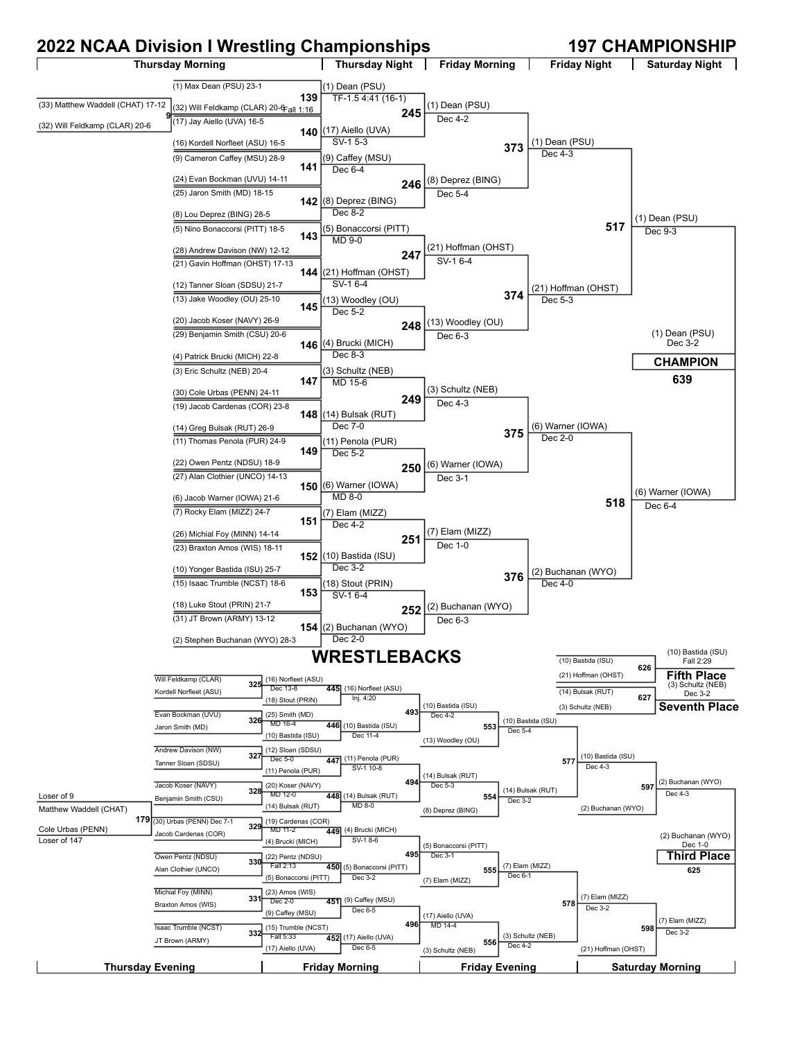# 2022 NCAA Division I Wrestling Championships

## 197 CHAMPIONSHIP

### Championship Bracket

**Thursday Morning — Pigtail**

| Match | Wrestler | Wrestler | Winner | Result |
|---|---|---|---|---|
| 9 | (33) Matthew Waddell (CHAT) 17-12 | (32) Will Feldkamp (CLAR) 20-6 | (32) Will Feldkamp (CLAR) 20-6 | |

**Thursday Morning — First Round / Thursday Night**

| Match | Wrestler | Wrestler | Winner | Result |
|---|---|---|---|---|
| 139 | (1) Max Dean (PSU) 23-1 | (32) Will Feldkamp (CLAR) 20-6 | (1) Dean (PSU) | Fall 1:16 |
| 140 | (17) Jay Aiello (UVA) 16-5 | (16) Kordell Norfleet (ASU) 16-5 | (17) Aiello (UVA) | SV-1 5-3 |
| 141 | (9) Cameron Caffey (MSU) 28-9 | (24) Evan Bockman (UVU) 14-11 | (9) Caffey (MSU) | Dec 6-4 |
| 142 | (25) Jaron Smith (MD) 18-15 | (8) Lou Deprez (BING) 28-5 | (8) Deprez (BING) | Dec 8-2 |
| 143 | (5) Nino Bonaccorsi (PITT) 18-5 | (28) Andrew Davison (NW) 12-12 | (5) Bonaccorsi (PITT) | MD 9-0 |
| 144 | (21) Gavin Hoffman (OHST) 17-13 | (12) Tanner Sloan (SDSU) 21-7 | (21) Hoffman (OHST) | SV-1 6-4 |
| 145 | (13) Jake Woodley (OU) 25-10 | (20) Jacob Koser (NAVY) 26-9 | (13) Woodley (OU) | Dec 5-2 |
| 146 | (29) Benjamin Smith (CSU) 20-6 | (4) Patrick Brucki (MICH) 22-8 | (4) Brucki (MICH) | Dec 8-3 |
| 147 | (3) Eric Schultz (NEB) 20-4 | (30) Cole Urbas (PENN) 24-11 | (3) Schultz (NEB) | MD 15-6 |
| 148 | (19) Jacob Cardenas (COR) 23-8 | (14) Greg Bulsak (RUT) 26-9 | (14) Bulsak (RUT) | Dec 7-0 |
| 149 | (11) Thomas Penola (PUR) 24-9 | (22) Owen Pentz (NDSU) 18-9 | (11) Penola (PUR) | Dec 5-2 |
| 150 | (27) Alan Clothier (UNCO) 14-13 | (6) Jacob Warner (IOWA) 21-6 | (6) Warner (IOWA) | MD 8-0 |
| 151 | (7) Rocky Elam (MIZZ) 24-7 | (26) Michial Foy (MINN) 14-14 | (7) Elam (MIZZ) | Dec 4-2 |
| 152 | (23) Braxton Amos (WIS) 18-11 | (10) Yonger Bastida (ISU) 25-7 | (10) Bastida (ISU) | Dec 3-2 |
| 153 | (15) Isaac Trumble (NCST) 18-6 | (18) Luke Stout (PRIN) 21-7 | (18) Stout (PRIN) | SV-1 6-4 |
| 154 | (31) JT Brown (ARMY) 13-12 | (2) Stephen Buchanan (WYO) 28-3 | (2) Buchanan (WYO) | Dec 2-0 |

Note: Match 139 winner result shown as TF-1.5 4:41 (16-1); "Fall 1:16" appears beside match 9.

**Thursday Night — Second Round (Friday Morning results)**

| Match | Wrestler | Wrestler | Winner | Result |
|---|---|---|---|---|
| 245 | (1) Dean (PSU) | (17) Aiello (UVA) | (1) Dean (PSU) | Dec 4-2 |
| 246 | (9) Caffey (MSU) | (8) Deprez (BING) | (8) Deprez (BING) | Dec 5-4 |
| 247 | (5) Bonaccorsi (PITT) | (21) Hoffman (OHST) | (21) Hoffman (OHST) | SV-1 6-4 |
| 248 | (13) Woodley (OU) | (4) Brucki (MICH) | (13) Woodley (OU) | Dec 6-3 |
| 249 | (3) Schultz (NEB) | (14) Bulsak (RUT) | (3) Schultz (NEB) | Dec 4-3 |
| 250 | (11) Penola (PUR) | (6) Warner (IOWA) | (6) Warner (IOWA) | Dec 3-1 |
| 251 | (7) Elam (MIZZ) | (10) Bastida (ISU) | (7) Elam (MIZZ) | Dec 1-0 |
| 252 | (18) Stout (PRIN) | (2) Buchanan (WYO) | (2) Buchanan (WYO) | Dec 6-3 |

**Friday Night — Quarterfinals**

| Match | Wrestler | Wrestler | Winner | Result |
|---|---|---|---|---|
| 373 | (1) Dean (PSU) | (8) Deprez (BING) | (1) Dean (PSU) | Dec 4-3 |
| 374 | (21) Hoffman (OHST) | (13) Woodley (OU) | (21) Hoffman (OHST) | Dec 5-3 |
| 375 | (3) Schultz (NEB) | (6) Warner (IOWA) | (6) Warner (IOWA) | Dec 2-0 |
| 376 | (7) Elam (MIZZ) | (2) Buchanan (WYO) | (2) Buchanan (WYO) | Dec 4-0 |

**Semifinals**

| Match | Wrestler | Wrestler | Winner | Result |
|---|---|---|---|---|
| 517 | (1) Dean (PSU) | (21) Hoffman (OHST) | (1) Dean (PSU) | Dec 9-3 |
| 518 | (6) Warner (IOWA) | (2) Buchanan (WYO) | (6) Warner (IOWA) | Dec 6-4 |

**Saturday Night — Final**

| Match | Wrestler | Wrestler | Winner | Result |
|---|---|---|---|---|
| 639 | (1) Dean (PSU) | (6) Warner (IOWA) | (1) Dean (PSU) — **CHAMPION** | Dec 3-2 |

## WRESTLEBACKS

**Thursday Evening**

| Match | Wrestler | Wrestler | Winner | Result |
|---|---|---|---|---|
| 179 | Matthew Waddell (CHAT) (Loser of 9) | Cole Urbas (PENN) (Loser of 147) | (30) Urbas (PENN) | Dec 7-1 |
| 325 | Will Feldkamp (CLAR) | Kordell Norfleet (ASU) | (16) Norfleet (ASU) | Dec 13-8 |
| 326 | Evan Bockman (UVU) | Jaron Smith (MD) | (25) Smith (MD) | MD 16-4 |
| 327 | Andrew Davison (NW) | Tanner Sloan (SDSU) | (12) Sloan (SDSU) | Dec 5-0 |
| 328 | Jacob Koser (NAVY) | Benjamin Smith (CSU) | (20) Koser (NAVY) | MD 12-0 |
| 329 | (30) Urbas (PENN) | Jacob Cardenas (COR) | (19) Cardenas (COR) | MD 11-2 |
| 330 | Owen Pentz (NDSU) | Alan Clothier (UNCO) | (22) Pentz (NDSU) | Fall 2:13 |
| 331 | Michial Foy (MINN) | Braxton Amos (WIS) | (23) Amos (WIS) | Dec 2-0 |
| 332 | Isaac Trumble (NCST) | JT Brown (ARMY) | (15) Trumble (NCST) | Fall 5:33 |

**Friday Morning**

| Match | Wrestler | Wrestler | Winner | Result |
|---|---|---|---|---|
| 445 | (16) Norfleet (ASU) | (18) Stout (PRIN) | (16) Norfleet (ASU) | Inj. 4:20 |
| 446 | (25) Smith (MD) | (10) Bastida (ISU) | (10) Bastida (ISU) | Dec 11-4 |
| 447 | (12) Sloan (SDSU) | (11) Penola (PUR) | (11) Penola (PUR) | SV-1 10-8 |
| 448 | (20) Koser (NAVY) | (14) Bulsak (RUT) | (14) Bulsak (RUT) | MD 8-0 |
| 449 | (19) Cardenas (COR) | (4) Brucki (MICH) | (4) Brucki (MICH) | SV-1 8-6 |
| 450 | (22) Pentz (NDSU) | (5) Bonaccorsi (PITT) | (5) Bonaccorsi (PITT) | Dec 3-2 |
| 451 | (23) Amos (WIS) | (9) Caffey (MSU) | (9) Caffey (MSU) | Dec 6-5 |
| 452 | (15) Trumble (NCST) | (17) Aiello (UVA) | (17) Aiello (UVA) | Dec 6-5 |

| Match | Wrestler | Wrestler | Winner | Result |
|---|---|---|---|---|
| 493 | (16) Norfleet (ASU) | (10) Bastida (ISU) | (10) Bastida (ISU) | Dec 4-2 |
| 494 | (11) Penola (PUR) | (14) Bulsak (RUT) | (14) Bulsak (RUT) | Dec 5-3 |
| 495 | (4) Brucki (MICH) | (5) Bonaccorsi (PITT) | (5) Bonaccorsi (PITT) | Dec 3-1 |
| 496 | (9) Caffey (MSU) | (17) Aiello (UVA) | (17) Aiello (UVA) | MD 14-4 |

**Friday Evening**

| Match | Wrestler | Wrestler | Winner | Result |
|---|---|---|---|---|
| 553 | (10) Bastida (ISU) | (13) Woodley (OU) | (10) Bastida (ISU) | Dec 5-4 |
| 554 | (14) Bulsak (RUT) | (8) Deprez (BING) | (14) Bulsak (RUT) | Dec 3-2 |
| 555 | (5) Bonaccorsi (PITT) | (7) Elam (MIZZ) | (7) Elam (MIZZ) | Dec 6-1 |
| 556 | (17) Aiello (UVA) | (3) Schultz (NEB) | (3) Schultz (NEB) | Dec 4-2 |

| Match | Wrestler | Wrestler | Winner | Result |
|---|---|---|---|---|
| 577 | (10) Bastida (ISU) | (14) Bulsak (RUT) | (10) Bastida (ISU) | Dec 4-3 |
| 578 | (7) Elam (MIZZ) | (3) Schultz (NEB) | (7) Elam (MIZZ) | Dec 3-2 |

**Saturday Morning**

| Match | Wrestler | Wrestler | Winner | Result |
|---|---|---|---|---|
| 597 | (10) Bastida (ISU) | (2) Buchanan (WYO) | (2) Buchanan (WYO) | Dec 4-3 |
| 598 | (7) Elam (MIZZ) | (21) Hoffman (OHST) | (7) Elam (MIZZ) | Dec 3-2 |

**Placement Matches**

| Match | Place | Wrestler | Wrestler | Winner | Result |
|---|---|---|---|---|---|
| 625 | **Third Place** | (2) Buchanan (WYO) | (7) Elam (MIZZ) | (2) Buchanan (WYO) | Dec 1-0 |
| 626 | **Fifth Place** | (10) Bastida (ISU) | (21) Hoffman (OHST) | (10) Bastida (ISU) | Fall 2:29 |
| 627 | **Seventh Place** | (14) Bulsak (RUT) | (3) Schultz (NEB) | (3) Schultz (NEB) | Dec 3-2 |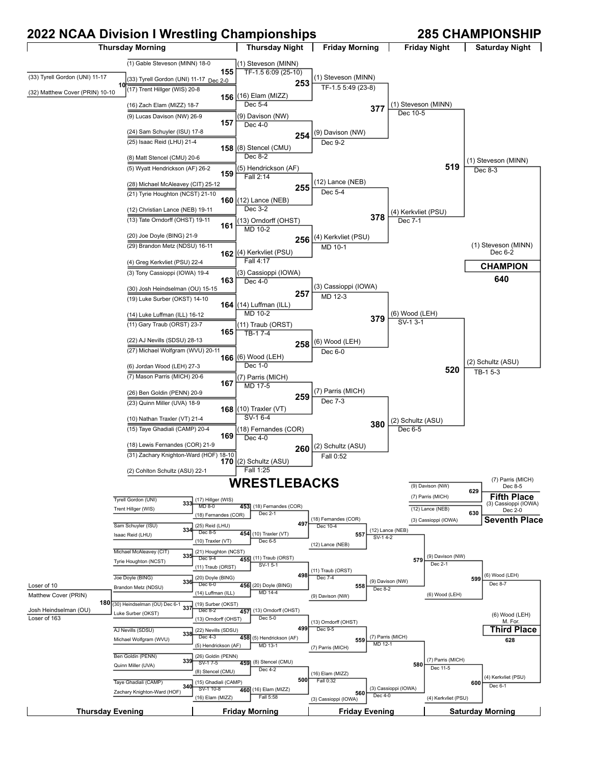# 2022 NCAA Division I Wrestling Championships

## 285 CHAMPIONSHIP

Thursday Morning | Thursday Night | Friday Morning | Friday Night | Saturday Night

### Pigtail

**10**: (33) Tyrell Gordon (UNI) 11-17 vs (32) Matthew Cover (PRIN) 10-10 — (33) Tyrell Gordon (UNI) 11-17 Dec 2-0

### First Round (Thursday Morning)

**155**: (1) Gable Steveson (MINN) 18-0 vs (33) Tyrell Gordon (UNI) 11-17 — (1) Steveson (MINN) TF-1.5 6:09 (25-10)

**156**: (17) Trent Hillger (WIS) 20-8 vs (16) Zach Elam (MIZZ) 18-7 — (16) Elam (MIZZ) Dec 5-4

**157**: (9) Lucas Davison (NW) 26-9 vs (24) Sam Schuyler (ISU) 17-8 — (9) Davison (NW) Dec 4-0

**158**: (25) Isaac Reid (LHU) 21-4 vs (8) Matt Stencel (CMU) 20-6 — (8) Stencel (CMU) Dec 8-2

**159**: (5) Wyatt Hendrickson (AF) 26-2 vs (28) Michael McAleavey (CIT) 25-12 — (5) Hendrickson (AF) Fall 2:14

**160**: (21) Tyrie Houghton (NCST) 21-10 vs (12) Christian Lance (NEB) 19-11 — (12) Lance (NEB) Dec 3-2

**161**: (13) Tate Orndorff (OHST) 19-11 vs (20) Joe Doyle (BING) 21-9 — (13) Orndorff (OHST) MD 10-2

**162**: (29) Brandon Metz (NDSU) 16-11 vs (4) Greg Kerkvliet (PSU) 22-4 — (4) Kerkvliet (PSU) Fall 4:17

**163**: (3) Tony Cassioppi (IOWA) 19-4 vs (30) Josh Heindselman (OU) 15-15 — (3) Cassioppi (IOWA) Dec 4-0

**164**: (19) Luke Surber (OKST) 14-10 vs (14) Luke Luffman (ILL) 16-12 — (14) Luffman (ILL) MD 10-2

**165**: (11) Gary Traub (ORST) 23-7 vs (22) AJ Nevills (SDSU) 28-13 — (11) Traub (ORST) TB-1 7-4

**166**: (27) Michael Wolfgram (WVU) 20-11 vs (6) Jordan Wood (LEH) 27-3 — (6) Wood (LEH) Dec 1-0

**167**: (7) Mason Parris (MICH) 20-6 vs (26) Ben Goldin (PENN) 20-9 — (7) Parris (MICH) MD 17-5

**168**: (23) Quinn Miller (UVA) 18-9 vs (10) Nathan Traxler (VT) 21-4 — (10) Traxler (VT) SV-1 6-4

**169**: (15) Taye Ghadiali (CAMP) 20-4 vs (18) Lewis Fernandes (COR) 21-9 — (18) Fernandes (COR) Dec 4-0

**170**: (31) Zachary Knighton-Ward (HOF) 18-10 vs (2) Cohlton Schultz (ASU) 22-1 — (2) Schultz (ASU) Fall 1:25

### Second Round (Thursday Night)

**253**: (1) Steveson (MINN) TF-1.5 5:49 (23-8)

**254**: (9) Davison (NW) Dec 9-2

**255**: (12) Lance (NEB) Dec 5-4

**256**: (4) Kerkvliet (PSU) MD 10-1

**257**: (3) Cassioppi (IOWA) MD 12-3

**258**: (6) Wood (LEH) Dec 6-0

**259**: (7) Parris (MICH) Dec 7-3

**260**: (2) Schultz (ASU) Fall 0:52

### Quarterfinals (Friday Morning)

**377**: (1) Steveson (MINN) Dec 10-5

**378**: (4) Kerkvliet (PSU) Dec 7-1

**379**: (6) Wood (LEH) SV-1 3-1

**380**: (2) Schultz (ASU) Dec 6-5

### Semifinals (Friday Night)

**519**: (1) Steveson (MINN) Dec 8-3

**520**: (2) Schultz (ASU) TB-1 5-3

### Final (Saturday Night)

**640**: (1) Steveson (MINN) Dec 6-2 — **CHAMPION**

## WRESTLEBACKS

Thursday Evening | Friday Morning | Friday Evening | Saturday Morning

**180**: Loser of 10: Matthew Cover (PRIN) vs Loser of 163: Josh Heindselman (OU) — (30) Heindselman (OU) Dec 6-1

**333**: Tyrell Gordon (UNI) vs Trent Hillger (WIS) — (17) Hillger (WIS) MD 8-0

**334**: Sam Schuyler (ISU) vs Isaac Reid (LHU) — (25) Reid (LHU) Dec 8-5

**335**: Michael McAleavey (CIT) vs Tyrie Houghton (NCST) — (21) Houghton (NCST) Dec 9-4

**336**: Joe Doyle (BING) vs Brandon Metz (NDSU) — (20) Doyle (BING) Dec 6-0

**337**: (30) Heindselman (OU) vs Luke Surber (OKST) — (19) Surber (OKST) Dec 8-2

**338**: AJ Nevills (SDSU) vs Michael Wolfgram (WVU) — (22) Nevills (SDSU) Dec 4-3

**339**: Ben Goldin (PENN) vs Quinn Miller (UVA) — (26) Goldin (PENN) SV-1 7-5

**340**: Taye Ghadiali (CAMP) vs Zachary Knighton-Ward (HOF) — (15) Ghadiali (CAMP) SV-1 10-8

**453**: (17) Hillger (WIS) vs (18) Fernandes (COR) — (18) Fernandes (COR) Dec 2-1

**454**: (25) Reid (LHU) vs (10) Traxler (VT) — (10) Traxler (VT) Dec 6-5

**455**: (21) Houghton (NCST) vs (11) Traub (ORST) — (11) Traub (ORST) SV-1 5-1

**456**: (20) Doyle (BING) vs (14) Luffman (ILL) — (20) Doyle (BING) MD 14-4

**457**: (19) Surber (OKST) vs (13) Orndorff (OHST) — (13) Orndorff (OHST) Dec 5-0

**458**: (22) Nevills (SDSU) vs (5) Hendrickson (AF) — (5) Hendrickson (AF) MD 13-1

**459**: (26) Goldin (PENN) vs (8) Stencel (CMU) — (8) Stencel (CMU) Dec 4-2

**460**: (15) Ghadiali (CAMP) vs (16) Elam (MIZZ) — (16) Elam (MIZZ) Fall 5:58

**497**: (18) Fernandes (COR) vs (10) Traxler (VT) — (18) Fernandes (COR) Dec 10-4

**498**: (11) Traub (ORST) vs (20) Doyle (BING) — (11) Traub (ORST) Dec 7-4

**499**: (13) Orndorff (OHST) vs (5) Hendrickson (AF) — (13) Orndorff (OHST) Dec 9-5

**500**: (8) Stencel (CMU) vs (16) Elam (MIZZ) — (16) Elam (MIZZ) Fall 0:32

**557**: (18) Fernandes (COR) vs (12) Lance (NEB) — (12) Lance (NEB) SV-1 4-2

**558**: (11) Traub (ORST) vs (9) Davison (NW) — (9) Davison (NW) Dec 8-2

**559**: (13) Orndorff (OHST) vs (7) Parris (MICH) — (7) Parris (MICH) MD 12-1

**560**: (16) Elam (MIZZ) vs (3) Cassioppi (IOWA) — (3) Cassioppi (IOWA) Dec 4-0

**579**: (12) Lance (NEB) vs (9) Davison (NW) — (9) Davison (NW) Dec 2-1

**580**: (7) Parris (MICH) vs (3) Cassioppi (IOWA) — (7) Parris (MICH) Dec 11-5

**599**: (9) Davison (NW) vs (6) Wood (LEH) — (6) Wood (LEH) Dec 8-7

**600**: (7) Parris (MICH) vs (4) Kerkvliet (PSU) — (4) Kerkvliet (PSU) Dec 6-1

### Placement Matches

**628**: (6) Wood (LEH) vs (4) Kerkvliet (PSU) — (6) Wood (LEH) M. For. — **Third Place**

**629**: (9) Davison (NW) vs (7) Parris (MICH) — (7) Parris (MICH) Dec 8-5 — **Fifth Place**

**630**: (12) Lance (NEB) vs (3) Cassioppi (IOWA) — (3) Cassioppi (IOWA) Dec 2-0 — **Seventh Place**